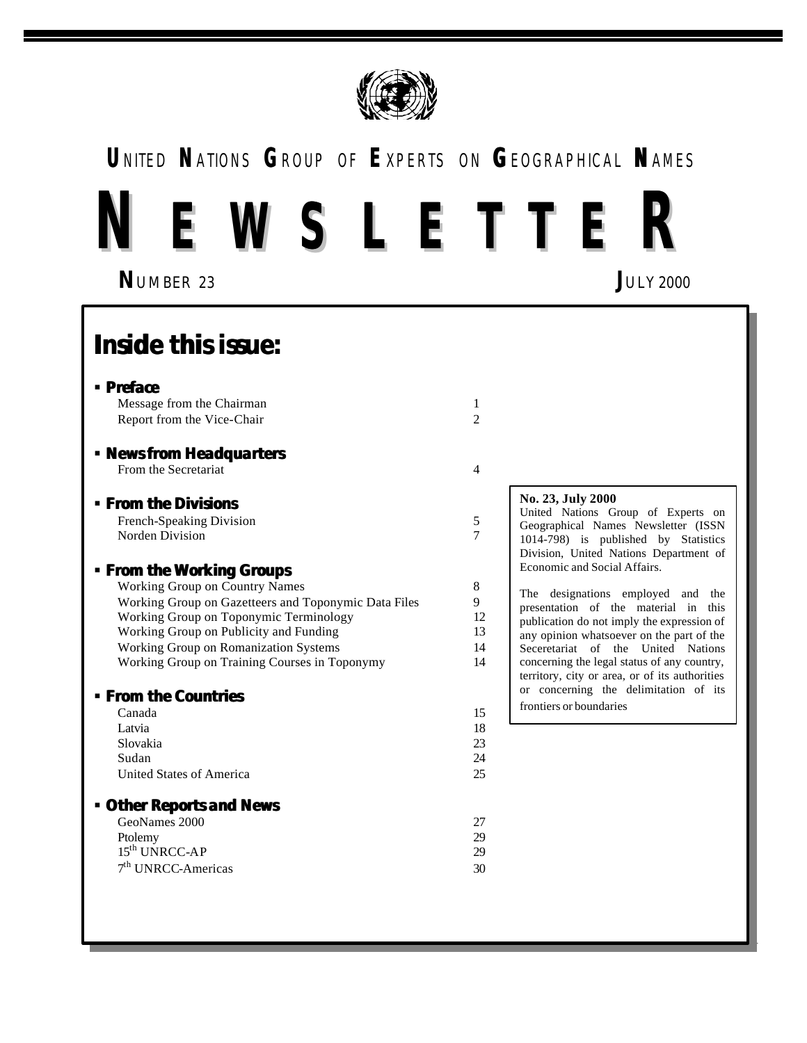# UNITED NATIONS GROUP OF EXPERTS ON GEOGRAPHICAL NAMES

# NEWSLETTER

**NUMBER 23** **JULY 2000**

## Inside this issue:

### ▪ Preface

| | |
|---|---|
| Message from the Chairman | 1 |
| Report from the Vice-Chair | 2 |

### ▪ News from Headquarters

| | |
|---|---|
| From the Secretariat | 4 |

### ▪ From the Divisions

| | |
|---|---|
| French-Speaking Division | 5 |
| Norden Division | 7 |

### ▪ From the Working Groups

| | |
|---|---|
| Working Group on Country Names | 8 |
| Working Group on Gazetteers and Toponymic Data Files | 9 |
| Working Group on Toponymic Terminology | 12 |
| Working Group on Publicity and Funding | 13 |
| Working Group on Romanization Systems | 14 |
| Working Group on Training Courses in Toponymy | 14 |

### ▪ From the Countries

| | |
|---|---|
| Canada | 15 |
| Latvia | 18 |
| Slovakia | 23 |
| Sudan | 24 |
| United States of America | 25 |

### ▪ Other Reports and News

| | |
|---|---|
| GeoNames 2000 | 27 |
| Ptolemy | 29 |
| 15th UNRCC-AP | 29 |
| 7th UNRCC-Americas | 30 |

**No. 23, July 2000**
United Nations Group of Experts on Geographical Names Newsletter (ISSN 1014-798) is published by Statistics Division, United Nations Department of Economic and Social Affairs.

The designations employed and the presentation of the material in this publication do not imply the expression of any opinion whatsoever on the part of the Seceretariat of the United Nations concerning the legal status of any country, territory, city or area, or of its authorities or concerning the delimitation of its frontiers or boundaries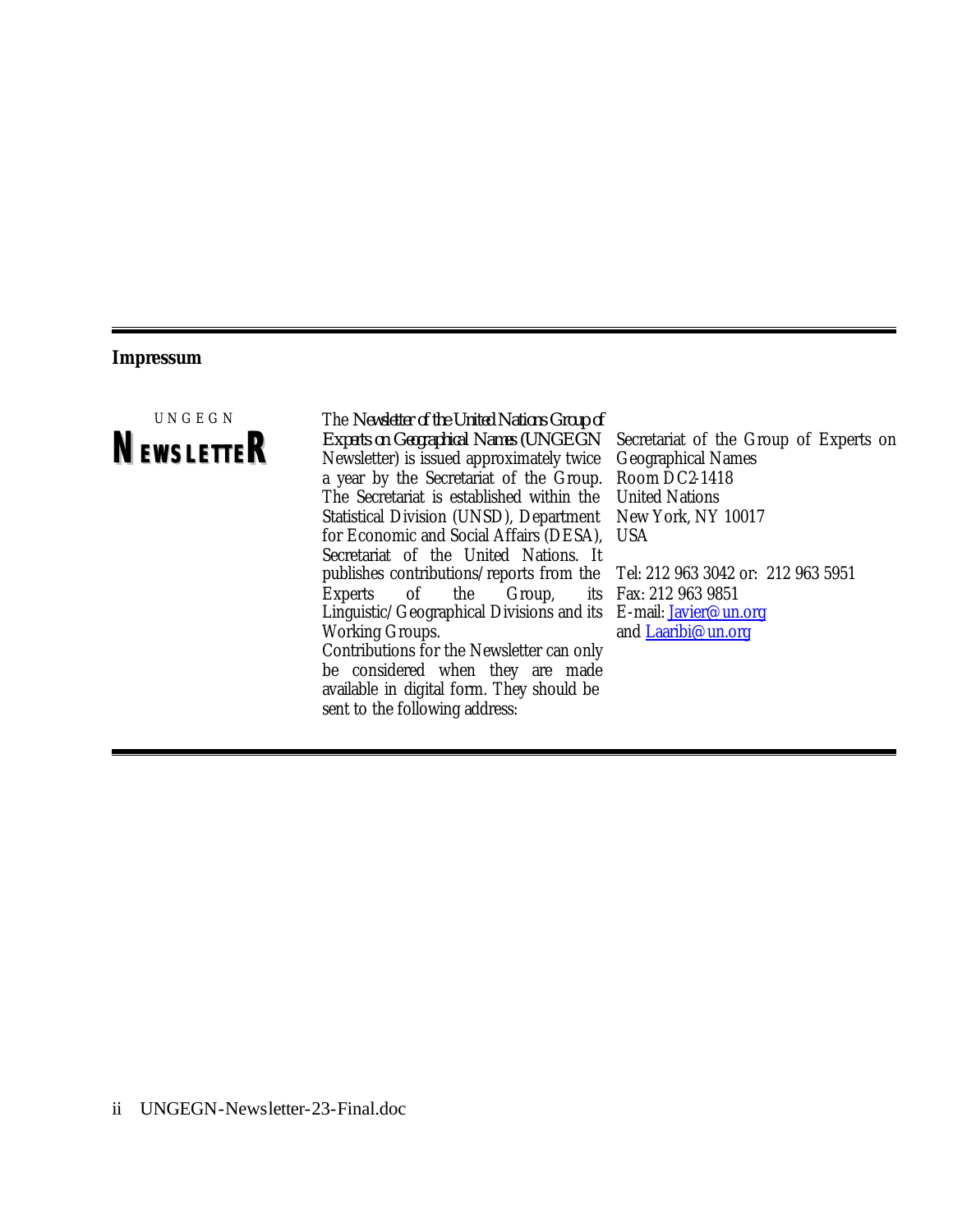## Impressum

UNGEGN
**NEWSLETTER**

The *Newsletter of the United Nations Group of Experts on Geographical Names* (UNGEGN Newsletter) is issued approximately twice a year by the Secretariat of the Group. The Secretariat is established within the Statistical Division (UNSD), Department for Economic and Social Affairs (DESA), Secretariat of the United Nations. It publishes contributions/reports from the Experts of the Group, its Linguistic/Geographical Divisions and its Working Groups.

Contributions for the Newsletter can only be considered when they are made available in digital form. They should be sent to the following address:

Secretariat of the Group of Experts on Geographical Names
Room DC2-1418
United Nations
New York, NY 10017
USA

Tel: 212 963 3042 or: 212 963 5951
Fax: 212 963 9851
E-mail: Javier@un.org
and Laaribi@un.org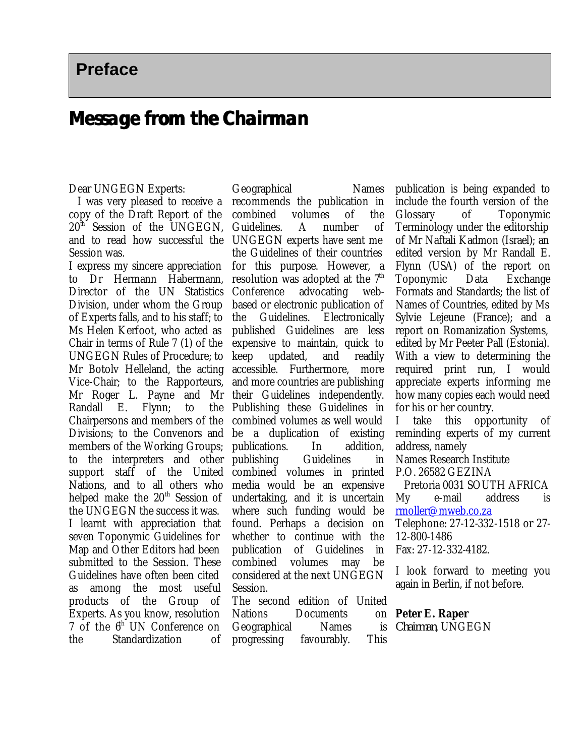# Preface

## Message from the Chairman

Dear UNGEGN Experts:

I was very pleased to receive a copy of the Draft Report of the 20th Session of the UNGEGN, and to read how successful the Session was.

I express my sincere appreciation to Dr Hermann Habermann, Director of the UN Statistics Division, under whom the Group of Experts falls, and to his staff; to Ms Helen Kerfoot, who acted as Chair in terms of Rule 7 (1) of the UNGEGN Rules of Procedure; to Mr Botolv Helleland, the acting Vice-Chair; to the Rapporteurs, Mr Roger L. Payne and Mr Randall E. Flynn; to the Chairpersons and members of the Divisions; to the Convenors and members of the Working Groups; to the interpreters and other support staff of the United Nations, and to all others who helped make the 20th Session of the UNGEGN the success it was.

I learnt with appreciation that seven Toponymic Guidelines for Map and Other Editors had been submitted to the Session. These Guidelines have often been cited as among the most useful products of the Group of Experts. As you know, resolution 7 of the 6th UN Conference on the Standardization of Geographical Names recommends the publication in combined volumes of the Guidelines. A number of UNGEGN experts have sent me the Guidelines of their countries for this purpose. However, a resolution was adopted at the 7th Conference advocating web-based or electronic publication of the Guidelines. Electronically published Guidelines are less expensive to maintain, quick to keep updated, and readily accessible. Furthermore, more and more countries are publishing their Guidelines independently. Publishing these Guidelines in combined volumes as well would be a duplication of existing publications. In addition, publishing Guidelines in combined volumes in printed media would be an expensive undertaking, and it is uncertain where such funding would be found. Perhaps a decision on whether to continue with the publication of Guidelines in combined volumes may be considered at the next UNGEGN Session.

The second edition of United Nations Documents on Geographical Names is progressing favourably. This publication is being expanded to include the fourth version of the Glossary of Toponymic Terminology under the editorship of Mr Naftali Kadmon (Israel); an edited version by Mr Randall E. Flynn (USA) of the report on Toponymic Data Exchange Formats and Standards; the list of Names of Countries, edited by Ms Sylvie Lejeune (France); and a report on Romanization Systems, edited by Mr Peeter Pall (Estonia). With a view to determining the required print run, I would appreciate experts informing me how many copies each would need for his or her country.

I take this opportunity of reminding experts of my current address, namely

Names Research Institute
P.O. 26582 GEZINA
Pretoria 0031 SOUTH AFRICA

My e-mail address is rmoller@mweb.co.za

Telephone: 27-12-332-1518 or 27-12-800-1486

Fax: 27-12-332-4182.

I look forward to meeting you again in Berlin, if not before.

**Peter E. Raper**
*Chairman*, UNGEGN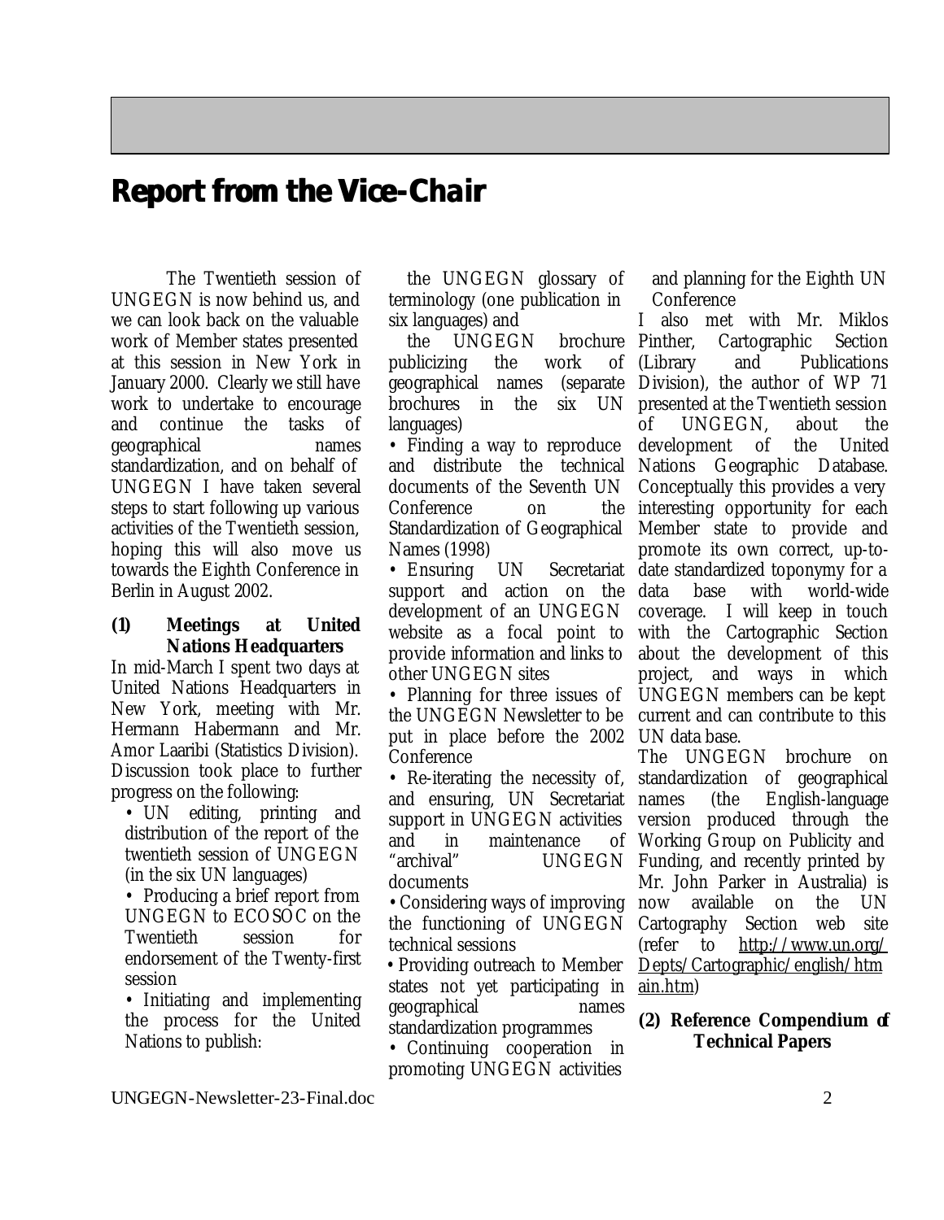# Report from the Vice-Chair

The Twentieth session of UNGEGN is now behind us, and we can look back on the valuable work of Member states presented at this session in New York in January 2000. Clearly we still have work to undertake to encourage and continue the tasks of geographical names standardization, and on behalf of UNGEGN I have taken several steps to start following up various activities of the Twentieth session, hoping this will also move us towards the Eighth Conference in Berlin in August 2002.

**(1) Meetings at United Nations Headquarters**

In mid-March I spent two days at United Nations Headquarters in New York, meeting with Mr. Hermann Habermann and Mr. Amor Laaribi (Statistics Division). Discussion took place to further progress on the following:

- UN editing, printing and distribution of the report of the twentieth session of UNGEGN (in the six UN languages)
- Producing a brief report from UNGEGN to ECOSOC on the Twentieth session for endorsement of the Twenty-first session
- Initiating and implementing the process for the United Nations to publish:
  - the UNGEGN glossary of terminology (one publication in six languages) and
  - the UNGEGN brochure publicizing the work of geographical names (separate brochures in the six UN languages)
- Finding a way to reproduce and distribute the technical documents of the Seventh UN Conference on the Standardization of Geographical Names (1998)
- Ensuring UN Secretariat support and action on the development of an UNGEGN website as a focal point to provide information and links to other UNGEGN sites
- Planning for three issues of the UNGEGN Newsletter to be put in place before the 2002 Conference
- Re-iterating the necessity of, and ensuring, UN Secretariat support in UNGEGN activities and in maintenance of "archival" UNGEGN documents
- Considering ways of improving the functioning of UNGEGN technical sessions
- Providing outreach to Member states not yet participating in geographical names standardization programmes
- Continuing cooperation in promoting UNGEGN activities and planning for the Eighth UN Conference

I also met with Mr. Miklos Pinther, Cartographic Section (Library and Publications Division), the author of WP 71 presented at the Twentieth session of UNGEGN, about the development of the United Nations Geographic Database. Conceptually this provides a very interesting opportunity for each Member state to provide and promote its own correct, up-to-date standardized toponymy for a data base with world-wide coverage. I will keep in touch with the Cartographic Section about the development of this project, and ways in which UNGEGN members can be kept current and can contribute to this UN data base.

The UNGEGN brochure on standardization of geographical names (the English-language version produced through the Working Group on Publicity and Funding, and recently printed by Mr. John Parker in Australia) is now available on the UN Cartography Section web site (refer to http://www.un.org/Depts/Cartographic/english/htmain.htm)

**(2) Reference Compendium of Technical Papers**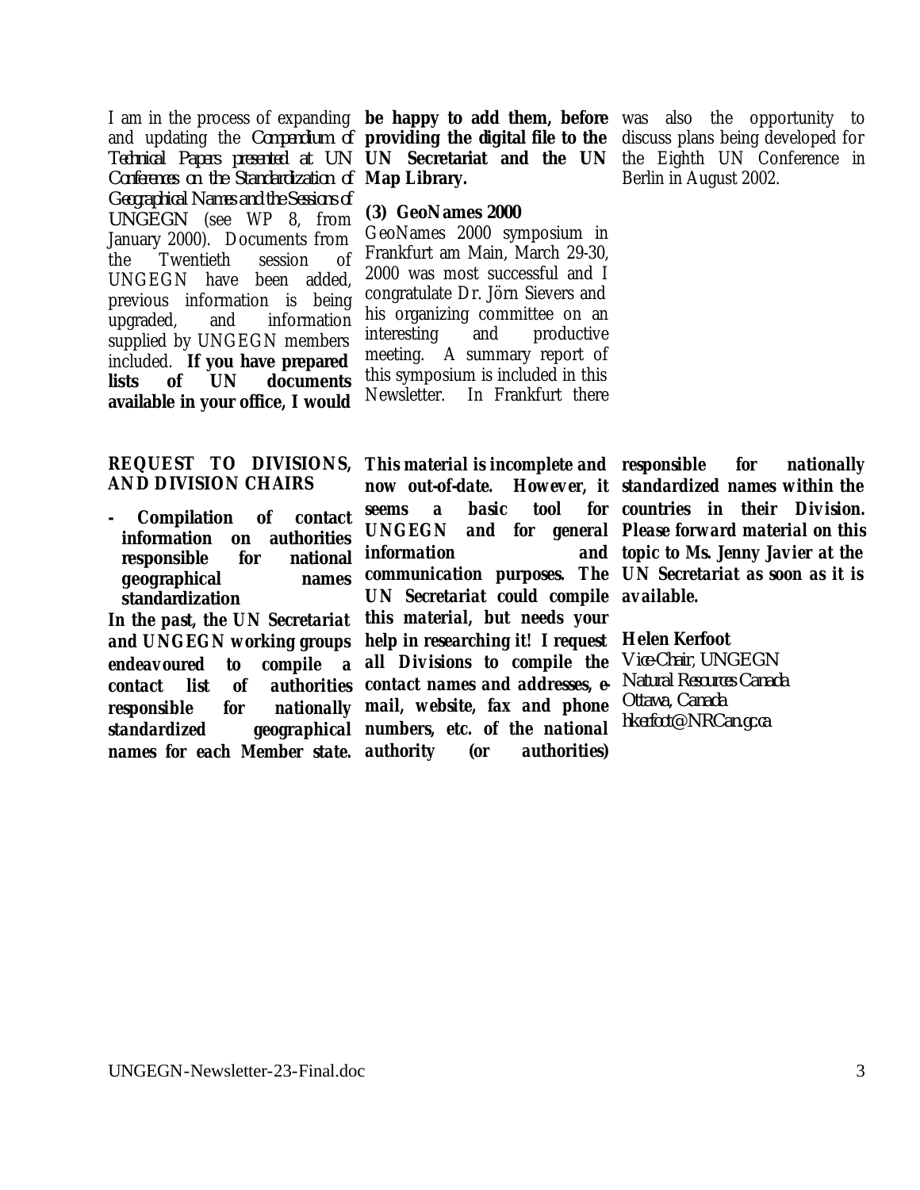I am in the process of expanding and updating the *Compendium of Technical Papers presented at UN Conferences on the Standardization of Geographical Names and the Sessions of* UNGEGN (see WP 8, from January 2000). Documents from the Twentieth session of UNGEGN have been added, previous information is being upgraded, and information supplied by UNGEGN members included. **If you have prepared lists of UN documents available in your office, I would be happy to add them, before providing the digital file to the UN Secretariat and the UN Map Library.**

### (3) GeoNames 2000

GeoNames 2000 symposium in Frankfurt am Main, March 29-30, 2000 was most successful and I congratulate Dr. Jörn Sievers and his organizing committee on an interesting and productive meeting. A summary report of this symposium is included in this Newsletter. In Frankfurt there was also the opportunity to discuss plans being developed for the Eighth UN Conference in Berlin in August 2002.

***REQUEST TO DIVISIONS, AND DIVISION CHAIRS***

- ***Compilation of contact information on authorities responsible for national geographical names standardization***

***In the past, the UN Secretariat and UNGEGN working groups endeavoured to compile a contact list of authorities responsible for nationally standardized geographical names for each Member state. This material is incomplete and now out-of-date. However, it seems a basic tool for UNGEGN and for general information and communication purposes. The UN Secretariat could compile this material, but needs your help in researching it! I request all Divisions to compile the contact names and addresses, e-mail, website, fax and phone numbers, etc. of the national authority (or authorities) responsible for nationally standardized names within the countries in their Division. Please forward material on this topic to Ms. Jenny Javier at the UN Secretariat as soon as it is available.***

**Helen Kerfoot**
*Vice-Chair, UNGEGN*
*Natural Resources Canada*
*Ottawa, Canada*
*hkerfoot@NRCan.gc.ca*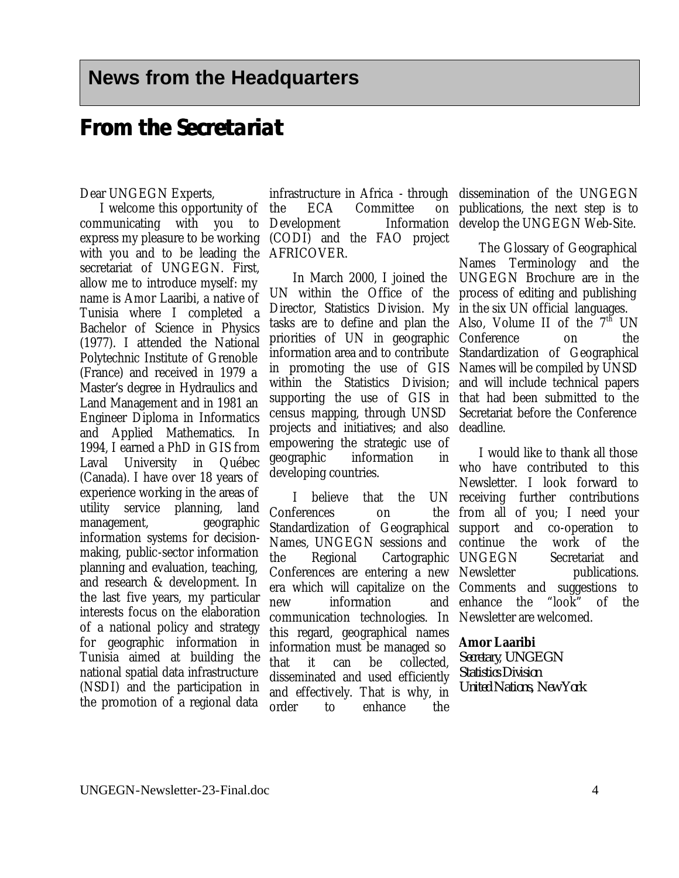# News from the Headquarters

## From the Secretariat

Dear UNGEGN Experts,

I welcome this opportunity of communicating with you to express my pleasure to be working with you and to be leading the secretariat of UNGEGN. First, allow me to introduce myself: my name is Amor Laaribi, a native of Tunisia where I completed a Bachelor of Science in Physics (1977). I attended the National Polytechnic Institute of Grenoble (France) and received in 1979 a Master's degree in Hydraulics and Land Management and in 1981 an Engineer Diploma in Informatics and Applied Mathematics. In 1994, I earned a PhD in GIS from Laval University in Québec (Canada). I have over 18 years of experience working in the areas of utility service planning, land management, geographic information systems for decision-making, public-sector information planning and evaluation, teaching, and research & development. In the last five years, my particular interests focus on the elaboration of a national policy and strategy for geographic information in Tunisia aimed at building the national spatial data infrastructure (NSDI) and the participation in the promotion of a regional data infrastructure in Africa - through the ECA Committee on Development Information (CODI) and the FAO project AFRICOVER.

In March 2000, I joined the UN within the Office of the Director, Statistics Division. My tasks are to define and plan the priorities of UN in geographic information area and to contribute in promoting the use of GIS within the Statistics Division; supporting the use of GIS in census mapping, through UNSD projects and initiatives; and also empowering the strategic use of geographic information in developing countries.

I believe that the UN Conferences on the Standardization of Geographical Names, UNGEGN sessions and the Regional Cartographic Conferences are entering a new era which will capitalize on the new information and communication technologies. In this regard, geographical names information must be managed so that it can be collected, disseminated and used efficiently and effectively. That is why, in order to enhance the dissemination of the UNGEGN publications, the next step is to develop the UNGEGN Web-Site.

The Glossary of Geographical Names Terminology and the UNGEGN Brochure are in the process of editing and publishing in the six UN official languages. Also, Volume II of the 7th UN Conference on the Standardization of Geographical Names will be compiled by UNSD and will include technical papers that had been submitted to the Secretariat before the Conference deadline.

I would like to thank all those who have contributed to this Newsletter. I look forward to receiving further contributions from all of you; I need your support and co-operation to continue the work of the UNGEGN Secretariat and Newsletter publications. Comments and suggestions to enhance the "look" of the Newsletter are welcomed.

**Amor Laaribi**
*Secretary, UNGEGN*
*Statistics Division*
*United Nations, New York*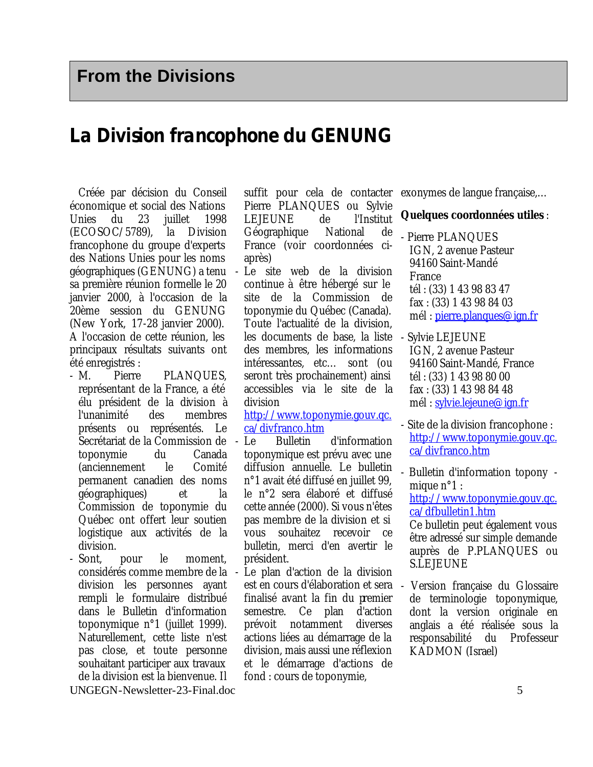## From the Divisions

# La Division francophone du GENUNG

Créée par décision du Conseil économique et social des Nations Unies du 23 juillet 1998 (ECOSOC/5789), la Division francophone du groupe d'experts des Nations Unies pour les noms géographiques (GENUNG) a tenu sa première réunion formelle le 20 janvier 2000, à l'occasion de la 20ème session du GENUNG (New York, 17-28 janvier 2000). A l'occasion de cette réunion, les principaux résultats suivants ont été enregistrés :

- M. Pierre PLANQUES, représentant de la France, a été élu président de la division à l'unanimité des membres présents ou représentés. Le Secrétariat de la Commission de toponymie du Canada (anciennement le Comité permanent canadien des noms géographiques) et la Commission de toponymie du Québec ont offert leur soutien logistique aux activités de la division.
- Sont, pour le moment, considérés comme membre de la division les personnes ayant rempli le formulaire distribué dans le Bulletin d'information toponymique n°1 (juillet 1999). Naturellement, cette liste n'est pas close, et toute personne souhaitant participer aux travaux de la division est la bienvenue. Il suffit pour cela de contacter Pierre PLANQUES ou Sylvie LEJEUNE de l'Institut Géographique National de France (voir coordonnées ci-après)
- Le site web de la division continue à être hébergé sur le site de la Commission de toponymie du Québec (Canada). Toute l'actualité de la division, les documents de base, la liste des membres, les informations intéressantes, etc… sont (ou seront très prochainement) ainsi accessibles via le site de la division http://www.toponymie.gouv.qc.ca/divfranco.htm
- Le Bulletin d'information toponymique est prévu avec une diffusion annuelle. Le bulletin n°1 avait été diffusé en juillet 99, le n°2 sera élaboré et diffusé cette année (2000). Si vous n'êtes pas membre de la division et si vous souhaitez recevoir ce bulletin, merci d'en avertir le président.
- Le plan d'action de la division est en cours d'élaboration et sera finalisé avant la fin du premier semestre. Ce plan d'action prévoit notamment diverses actions liées au démarrage de la division, mais aussi une réflexion et le démarrage d'actions de fond : cours de toponymie, exonymes de langue française,…

**Quelques coordonnées utiles** :

- Pierre PLANQUES
  IGN, 2 avenue Pasteur
  94160 Saint-Mandé
  France
  tél : (33) 1 43 98 83 47
  fax : (33) 1 43 98 84 03
  mél : pierre.planques@ign.fr
- Sylvie LEJEUNE
  IGN, 2 avenue Pasteur
  94160 Saint-Mandé, France
  tél : (33) 1 43 98 80 00
  fax : (33) 1 43 98 84 48
  mél : sylvie.lejeune@ign.fr
- Site de la division francophone : http://www.toponymie.gouv.qc.ca/divfranco.htm
- Bulletin d'information toponymique n°1 : http://www.toponymie.gouv.qc.ca/dfbulletin1.htm
  Ce bulletin peut également vous être adressé sur simple demande auprès de P.PLANQUES ou S.LEJEUNE
- Version française du Glossaire de terminologie toponymique, dont la version originale en anglais a été réalisée sous la responsabilité du Professeur KADMON (Israel)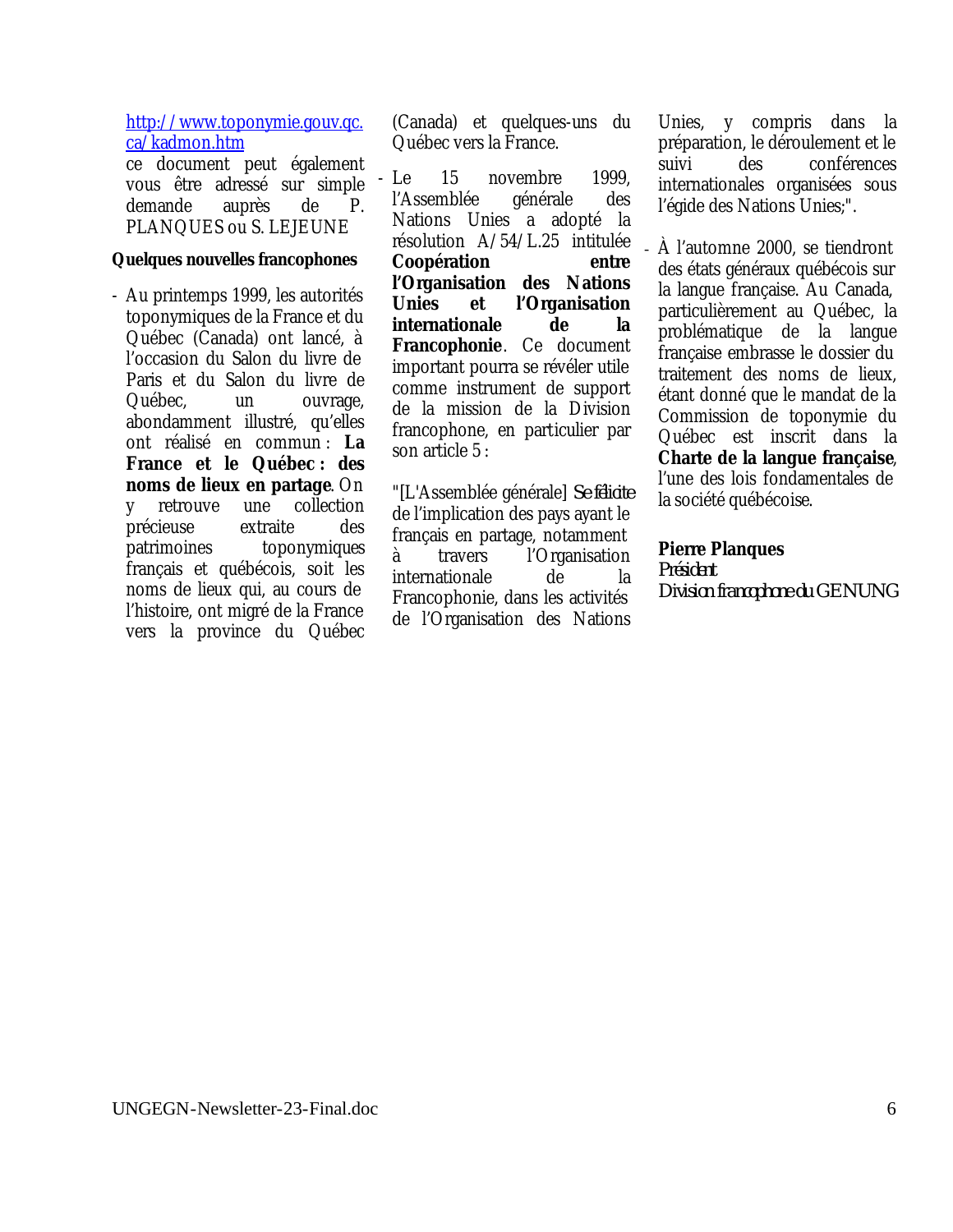http://www.toponymie.gouv.qc.ca/kadmon.htm

ce document peut également vous être adressé sur simple demande auprès de P. PLANQUES ou S. LEJEUNE

**Quelques nouvelles francophones**

- Au printemps 1999, les autorités toponymiques de la France et du Québec (Canada) ont lancé, à l'occasion du Salon du livre de Paris et du Salon du livre de Québec, un ouvrage, abondamment illustré, qu'elles ont réalisé en commun : **La France et le Québec : des noms de lieux en partage**. On y retrouve une collection précieuse extraite des patrimoines toponymiques français et québécois, soit les noms de lieux qui, au cours de l'histoire, ont migré de la France vers la province du Québec (Canada) et quelques-uns du Québec vers la France.

- Le 15 novembre 1999, l'Assemblée générale des Nations Unies a adopté la résolution A/54/L.25 intitulée **Coopération entre l'Organisation des Nations Unies et l'Organisation internationale de la Francophonie**. Ce document important pourra se révéler utile comme instrument de support de la mission de la Division francophone, en particulier par son article 5 :

  "[L'Assemblée générale] *Se félicite* de l'implication des pays ayant le français en partage, notamment à travers l'Organisation internationale de la Francophonie, dans les activités de l'Organisation des Nations Unies, y compris dans la préparation, le déroulement et le suivi des conférences internationales organisées sous l'égide des Nations Unies;".

- À l'automne 2000, se tiendront des états généraux québécois sur la langue française. Au Canada, particulièrement au Québec, la problématique de la langue française embrasse le dossier du traitement des noms de lieux, étant donné que le mandat de la Commission de toponymie du Québec est inscrit dans la **Charte de la langue française**, l'une des lois fondamentales de la société québécoise.

**Pierre Planques**
*Président*
*Division francophone du GENUNG*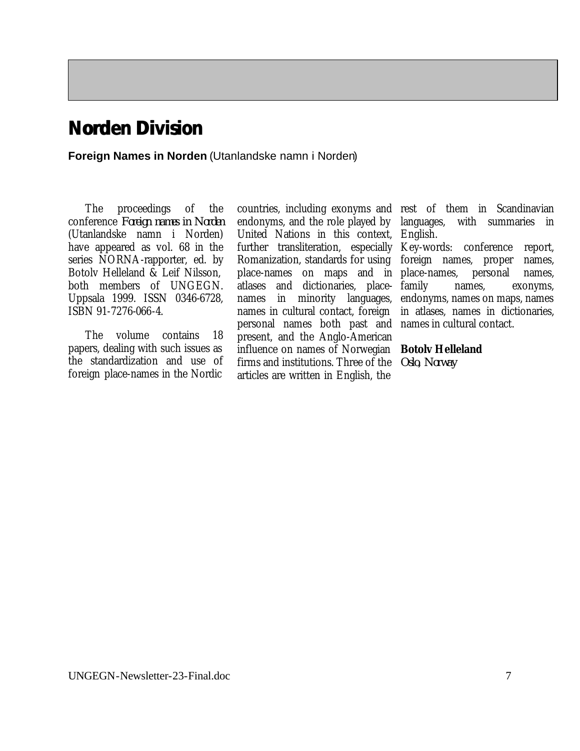# Norden Division

**Foreign Names in Norden** (Utanlandske namn i Norden)

The proceedings of the conference *Foreign names in Norden* (Utanlandske namn i Norden) have appeared as vol. 68 in the series NORNA-rapporter, ed. by Botolv Helleland & Leif Nilsson, both members of UNGEGN. Uppsala 1999. ISSN 0346-6728, ISBN 91-7276-066-4.

The volume contains 18 papers, dealing with such issues as the standardization and use of foreign place-names in the Nordic countries, including exonyms and endonyms, and the role played by United Nations in this context, further transliteration, especially Romanization, standards for using place-names on maps and in atlases and dictionaries, place-names in minority languages, names in cultural contact, foreign personal names both past and present, and the Anglo-American influence on names of Norwegian firms and institutions. Three of the articles are written in English, the rest of them in Scandinavian languages, with summaries in English.

Key-words: conference report, foreign names, proper names, place-names, personal names, family names, exonyms, endonyms, names on maps, names in atlases, names in dictionaries, names in cultural contact.

**Botolv Helleland**
*Oslo, Norway*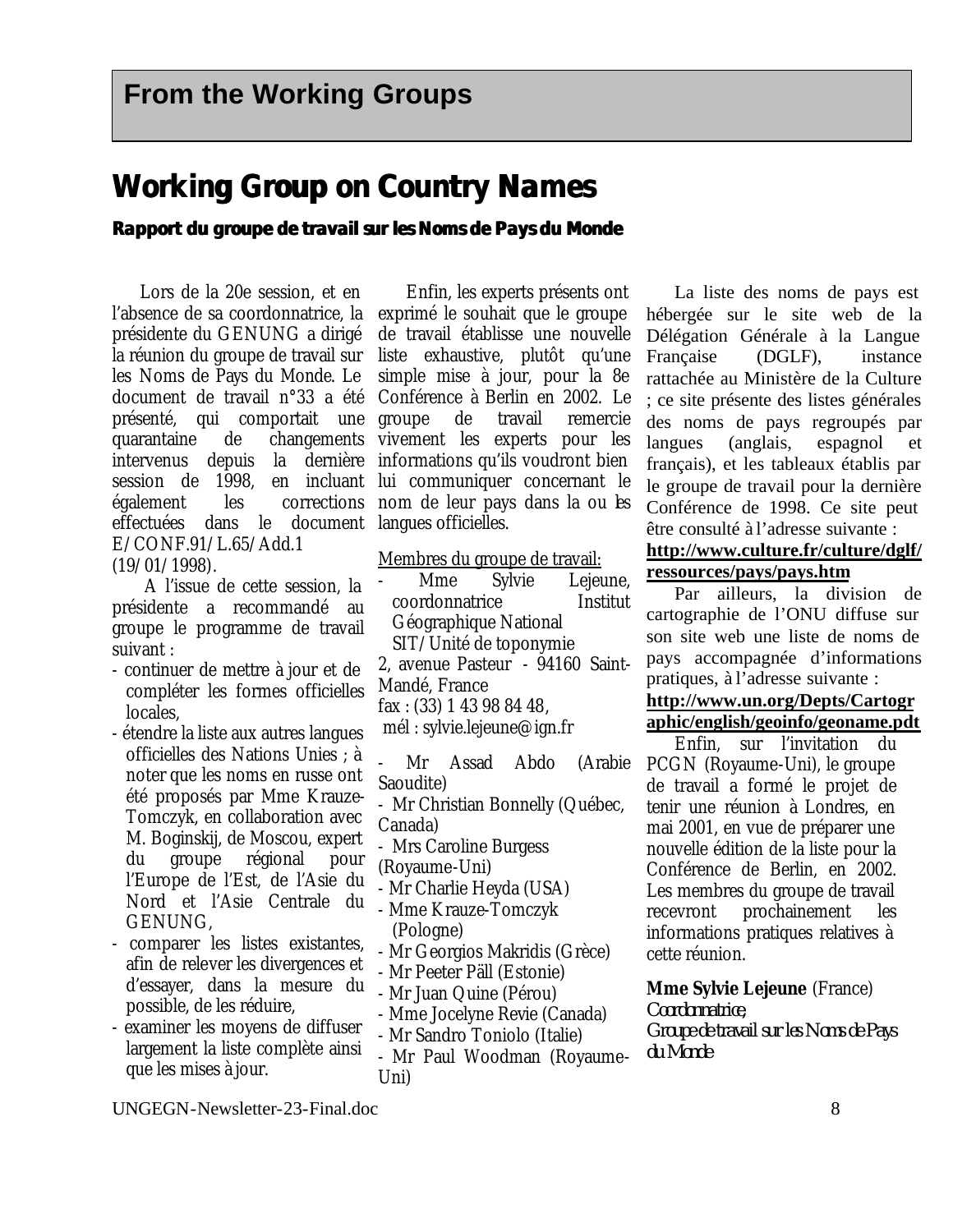# From the Working Groups

## Working Group on Country Names

### Rapport du groupe de travail sur les Noms de Pays du Monde

Lors de la 20e session, et en l'absence de sa coordonnatrice, la présidente du GENUNG a dirigé la réunion du groupe de travail sur les Noms de Pays du Monde. Le document de travail n°33 a été présenté, qui comportait une quarantaine de changements intervenus depuis la dernière session de 1998, en incluant également les corrections effectuées dans le document E/CONF.91/L.65/Add.1 (19/01/1998).

A l'issue de cette session, la présidente a recommandé au groupe le programme de travail suivant :

- continuer de mettre à jour et de compléter les formes officielles locales,
- étendre la liste aux autres langues officielles des Nations Unies ; à noter que les noms en russe ont été proposés par Mme Krauze-Tomczyk, en collaboration avec M. Boginskij, de Moscou, expert du groupe régional pour l'Europe de l'Est, de l'Asie du Nord et l'Asie Centrale du GENUNG,
- comparer les listes existantes, afin de relever les divergences et d'essayer, dans la mesure du possible, de les réduire,
- examiner les moyens de diffuser largement la liste complète ainsi que les mises à jour.

Enfin, les experts présents ont exprimé le souhait que le groupe de travail établisse une nouvelle liste exhaustive, plutôt qu'une simple mise à jour, pour la 8e Conférence à Berlin en 2002. Le groupe de travail remercie vivement les experts pour les informations qu'ils voudront bien lui communiquer concernant le nom de leur pays dans la ou les langues officielles.

Membres du groupe de travail:

- Mme Sylvie Lejeune, coordonnatrice Institut Géographique National SIT/Unité de toponymie
  2, avenue Pasteur - 94160 Saint-Mandé, France
  fax : (33) 1 43 98 84 48,
  mél : sylvie.lejeune@ign.fr
- Mr Assad Abdo (Arabie Saoudite)
- Mr Christian Bonnelly (Québec, Canada)
- Mrs Caroline Burgess (Royaume-Uni)
- Mr Charlie Heyda (USA)
- Mme Krauze-Tomczyk (Pologne)
- Mr Georgios Makridis (Grèce)
- Mr Peeter Päll (Estonie)
- Mr Juan Quine (Pérou)
- Mme Jocelyne Revie (Canada)
- Mr Sandro Toniolo (Italie)
- Mr Paul Woodman (Royaume-Uni)

La liste des noms de pays est hébergée sur le site web de la Délégation Générale à la Langue Française (DGLF), instance rattachée au Ministère de la Culture ; ce site présente des listes générales des noms de pays regroupés par langues (anglais, espagnol et français), et les tableaux établis par le groupe de travail pour la dernière Conférence de 1998. Ce site peut être consulté à l'adresse suivante :
**http://www.culture.fr/culture/dglf/ressources/pays/pays.htm**

Par ailleurs, la division de cartographie de l'ONU diffuse sur son site web une liste de noms de pays accompagnée d'informations pratiques, à l'adresse suivante :
**http://www.un.org/Depts/Cartographic/english/geoinfo/geoname.pdt**

Enfin, sur l'invitation du PCGN (Royaume-Uni), le groupe de travail a formé le projet de tenir une réunion à Londres, en mai 2001, en vue de préparer une nouvelle édition de la liste pour la Conférence de Berlin, en 2002. Les membres du groupe de travail recevront prochainement les informations pratiques relatives à cette réunion.

**Mme Sylvie Lejeune** (France)
*Coordonnatrice,*
*Groupe de travail sur les Noms de Pays du Monde*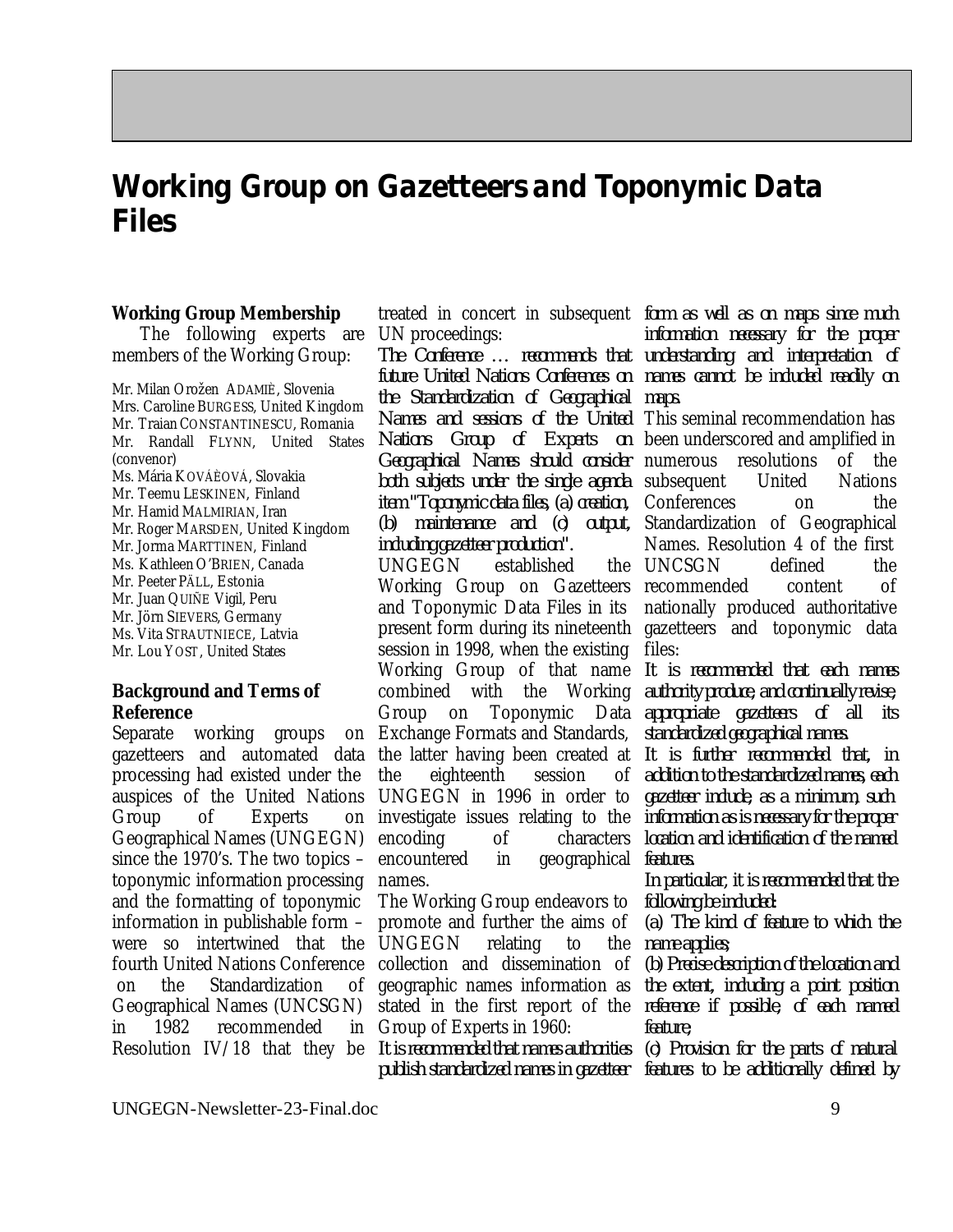# Working Group on Gazetteers and Toponymic Data Files

**Working Group Membership**

The following experts are members of the Working Group:

Mr. Milan Orožen ADAMIÈ, Slovenia
Mrs. Caroline BURGESS, United Kingdom
Mr. Traian CONSTANTINESCU, Romania
Mr. Randall FLYNN, United States (convenor)
Ms. Mária KOVÁÈOVÁ, Slovakia
Mr. Teemu LESKINEN, Finland
Mr. Hamid MALMIRIAN, Iran
Mr. Roger MARSDEN, United Kingdom
Mr. Jorma MARTTINEN, Finland
Ms. Kathleen O'BRIEN, Canada
Mr. Peeter PÄLL, Estonia
Mr. Juan QUIÑE Vigil, Peru
Mr. Jörn SIEVERS, Germany
Ms. Vita STRAUTNIECE, Latvia
Mr. Lou YOST, United States

**Background and Terms of Reference**

Separate working groups on gazetteers and automated data processing had existed under the auspices of the United Nations Group of Experts on Geographical Names (UNGEGN) since the 1970's. The two topics – toponymic information processing and the formatting of toponymic information in publishable form – were so intertwined that the fourth United Nations Conference on the Standardization of Geographical Names (UNCSGN) in 1982 recommended in Resolution IV/18 that they be treated in concert in subsequent UN proceedings:

*The Conference … recommends that future United Nations Conferences on the Standardization of Geographical Names and sessions of the United Nations Group of Experts on Geographical Names should consider both subjects under the single agenda item "Toponymic data files, (a) creation, (b) maintenance and (c) output, including gazetteer production".*

UNGEGN established the Working Group on Gazetteers and Toponymic Data Files in its present form during its nineteenth session in 1998, when the existing Working Group of that name combined with the Working Group on Toponymic Data Exchange Formats and Standards, the latter having been created at the eighteenth session of UNGEGN in 1996 in order to investigate issues relating to the encoding of characters encountered in geographical names.

The Working Group endeavors to promote and further the aims of UNGEGN relating to the collection and dissemination of geographic names information as stated in the first report of the Group of Experts in 1960:

*It is recommended that names authorities publish standardized names in gazetteer form as well as on maps since much information necessary for the proper understanding and interpretation of names cannot be included readily on maps.*

This seminal recommendation has been underscored and amplified in numerous resolutions of the subsequent United Nations Conferences on the Standardization of Geographical Names. Resolution 4 of the first UNCSGN defined the recommended content of nationally produced authoritative gazetteers and toponymic data files:

*It is recommended that each names authority produce, and continually revise, appropriate gazetteers of all its standardized geographical names.*

*It is further recommended that, in addition to the standardized names, each gazetteer include, as a minimum, such information as is necessary for the proper location and identification of the named features.*

*In particular, it is recommended that the following be included:*

*(a) The kind of feature to which the name applies;*

*(b) Precise description of the location and the extent, including a point position reference if possible, of each named feature;*

*(c) Provision for the parts of natural features to be additionally defined by*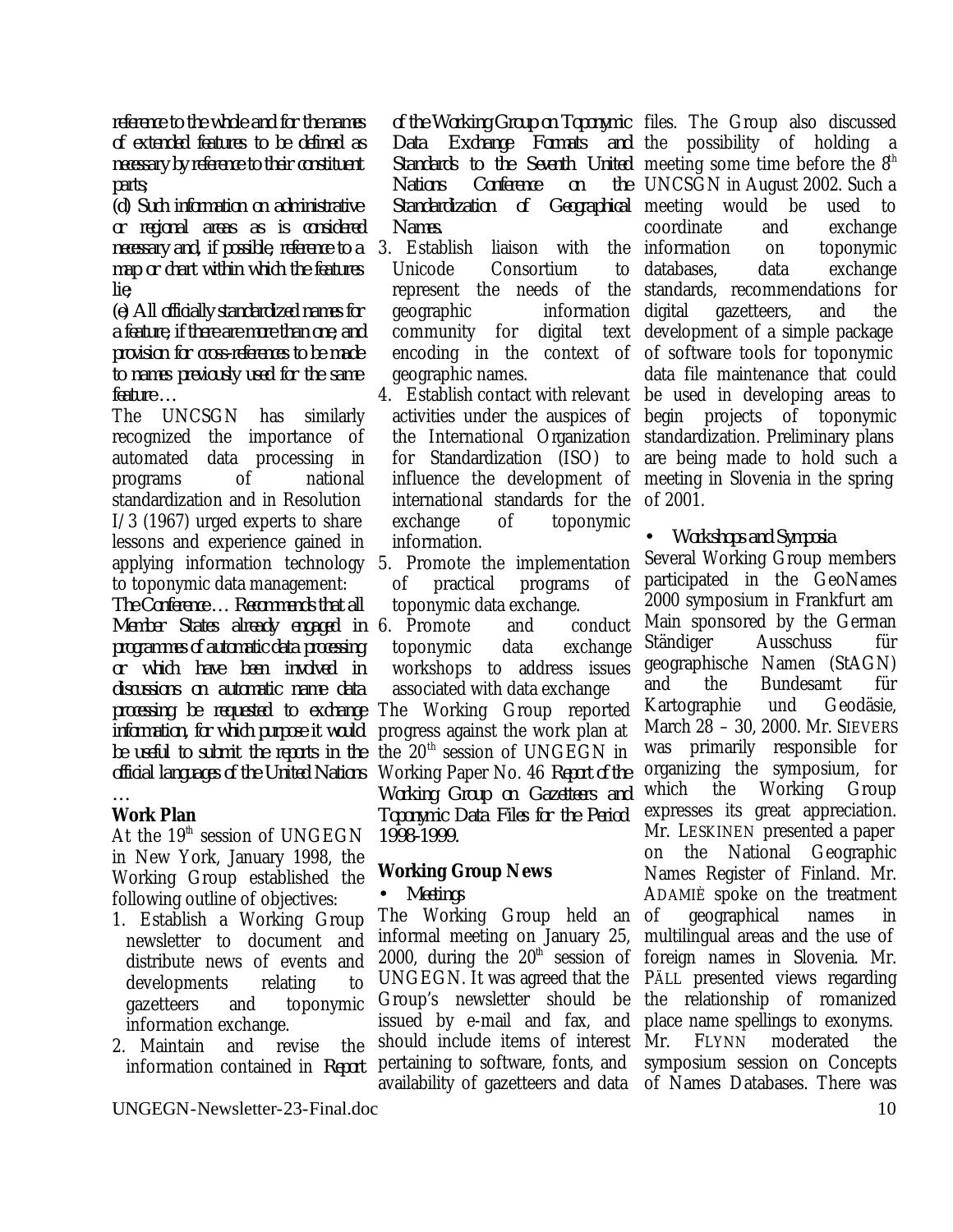*reference to the whole and for the names of extended features to be defined as necessary by reference to their constituent parts;*

*(d) Such information on administrative or regional areas as is considered necessary and, if possible, reference to a map or chart within which the features lie;*

*(e) All officially standardized names for a feature, if there are more than one, and provision for cross-references to be made to names previously used for the same feature …*

The UNCSGN has similarly recognized the importance of automated data processing in programs of national standardization and in Resolution I/3 (1967) urged experts to share lessons and experience gained in applying information technology to toponymic data management:

*The Conference… Recommends that all Member States already engaged in programmes of automatic data processing or which have been involved in discussions on automatic name data processing be requested to exchange information, for which purpose it would be useful to submit the reports in the official languages of the United Nations …*

**Work Plan**

At the 19th session of UNGEGN in New York, January 1998, the Working Group established the following outline of objectives:

1. Establish a Working Group newsletter to document and distribute news of events and developments relating to gazetteers and toponymic information exchange.
2. Maintain and revise the information contained in *Report of the Working Group on Toponymic Data Exchange Formats and Standards to the Seventh United Nations Conference on the Standardization of Geographical Names.*
3. Establish liaison with the Unicode Consortium to represent the needs of the geographic information community for digital text encoding in the context of geographic names.
4. Establish contact with relevant activities under the auspices of the International Organization for Standardization (ISO) to influence the development of international standards for the exchange of toponymic information.
5. Promote the implementation of practical programs of toponymic data exchange.
6. Promote and conduct toponymic data exchange workshops to address issues associated with data exchange

The Working Group reported progress against the work plan at the 20th session of UNGEGN in Working Paper No. 46 *Report of the Working Group on Gazetteers and Toponymic Data Files for the Period 1998-1999.*

**Working Group News**

- *Meetings*

The Working Group held an informal meeting on January 25, 2000, during the 20th session of UNGEGN. It was agreed that the Group's newsletter should be issued by e-mail and fax, and should include items of interest pertaining to software, fonts, and availability of gazetteers and data files. The Group also discussed the possibility of holding a meeting some time before the 8th UNCSGN in August 2002. Such a meeting would be used to coordinate and exchange information on toponymic databases, data exchange standards, recommendations for digital gazetteers, and the development of a simple package of software tools for toponymic data file maintenance that could be used in developing areas to begin projects of toponymic standardization. Preliminary plans are being made to hold such a meeting in Slovenia in the spring of 2001.

- *Workshops and Symposia*

Several Working Group members participated in the GeoNames 2000 symposium in Frankfurt am Main sponsored by the German Ständiger Ausschuss für geographische Namen (StAGN) and the Bundesamt für Kartographie und Geodäsie, March 28 – 30, 2000. Mr. SIEVERS was primarily responsible for organizing the symposium, for which the Working Group expresses its great appreciation. Mr. LESKINEN presented a paper on the National Geographic Names Register of Finland. Mr. ADAMIË spoke on the treatment of geographical names in multilingual areas and the use of foreign names in Slovenia. Mr. PÄLL presented views regarding the relationship of romanized place name spellings to exonyms. Mr. FLYNN moderated the symposium session on Concepts of Names Databases. There was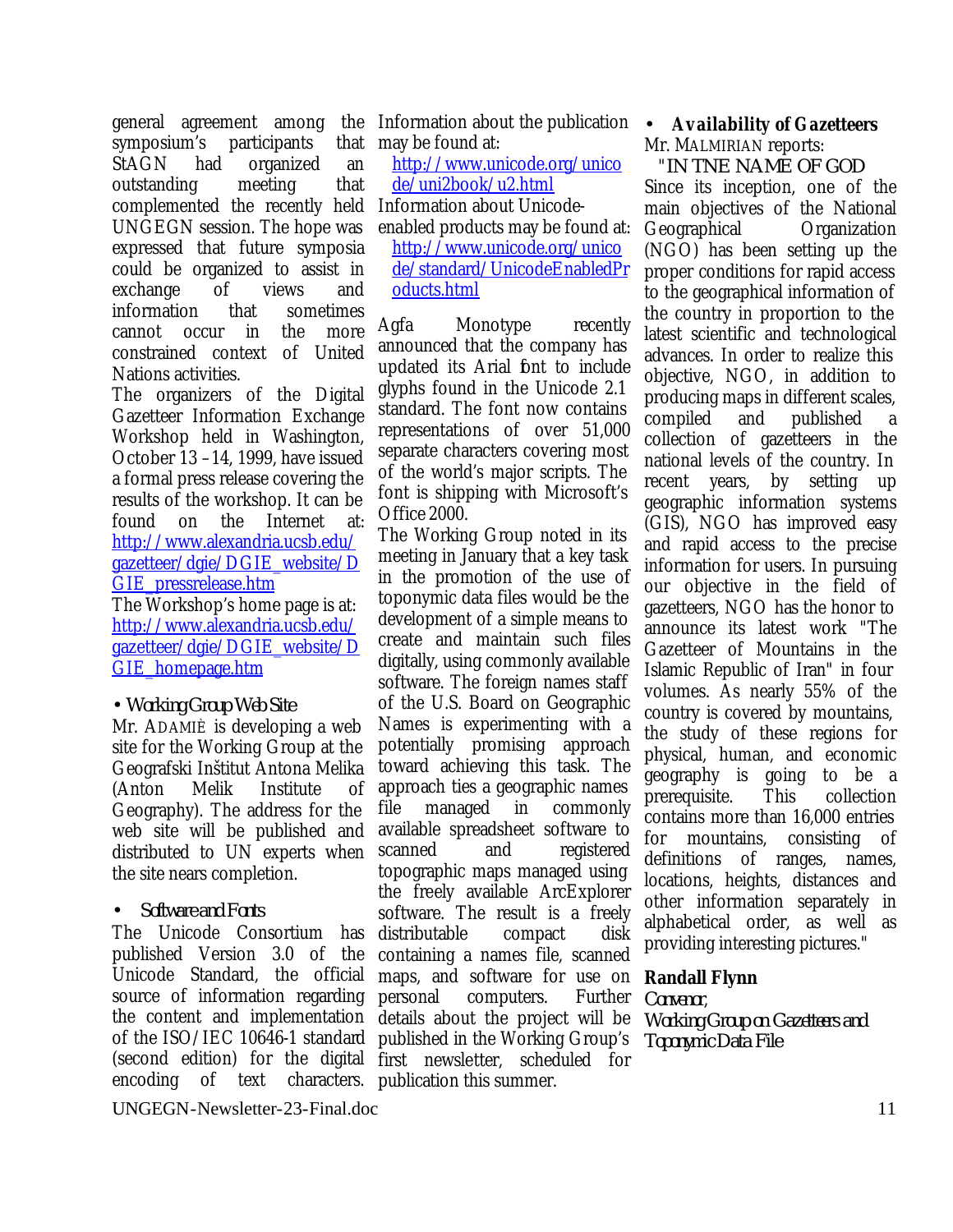general agreement among the symposium's participants that StAGN had organized an outstanding meeting that complemented the recently held UNGEGN session. The hope was expressed that future symposia could be organized to assist in exchange of views and information that sometimes cannot occur in the more constrained context of United Nations activities.

The organizers of the Digital Gazetteer Information Exchange Workshop held in Washington, October 13 –14, 1999, have issued a formal press release covering the results of the workshop. It can be found on the Internet at: http://www.alexandria.ucsb.edu/gazetteer/dgie/DGIE_website/DGIE_pressrelease.htm

The Workshop's home page is at: http://www.alexandria.ucsb.edu/gazetteer/dgie/DGIE_website/DGIE_homepage.htm

- *Working Group Web Site*

Mr. ADAMIÈ is developing a web site for the Working Group at the Geografski Inštitut Antona Melika (Anton Melik Institute of Geography). The address for the web site will be published and distributed to UN experts when the site nears completion.

- *Software and Fonts*

The Unicode Consortium has published Version 3.0 of the Unicode Standard, the official source of information regarding the content and implementation of the ISO/IEC 10646-1 standard (second edition) for the digital encoding of text characters. Information about the publication may be found at:

http://www.unicode.org/unicode/uni2book/u2.html

Information about Unicode-enabled products may be found at:

http://www.unicode.org/unicode/standard/UnicodeEnabledProducts.html

Agfa Monotype recently announced that the company has updated its Arial font to include glyphs found in the Unicode 2.1 standard. The font now contains representations of over 51,000 separate characters covering most of the world's major scripts. The font is shipping with Microsoft's Office 2000.

The Working Group noted in its meeting in January that a key task in the promotion of the use of toponymic data files would be the development of a simple means to create and maintain such files digitally, using commonly available software. The foreign names staff of the U.S. Board on Geographic Names is experimenting with a potentially promising approach toward achieving this task. The approach ties a geographic names file managed in commonly available spreadsheet software to scanned and registered topographic maps managed using the freely available ArcExplorer software. The result is a freely distributable compact disk containing a names file, scanned maps, and software for use on personal computers. Further details about the project will be published in the Working Group's first newsletter, scheduled for publication this summer.

- **Availability of Gazetteers**

Mr. MALMIRIAN reports:

"IN TNE NAME OF GOD

Since its inception, one of the main objectives of the National Geographical Organization (NGO) has been setting up the proper conditions for rapid access to the geographical information of the country in proportion to the latest scientific and technological advances. In order to realize this objective, NGO, in addition to producing maps in different scales, compiled and published a collection of gazetteers in the national levels of the country. In recent years, by setting up geographic information systems (GIS), NGO has improved easy and rapid access to the precise information for users. In pursuing our objective in the field of gazetteers, NGO has the honor to announce its latest work "The Gazetteer of Mountains in the Islamic Republic of Iran" in four volumes. As nearly 55% of the country is covered by mountains, the study of these regions for physical, human, and economic geography is going to be a prerequisite. This collection contains more than 16,000 entries for mountains, consisting of definitions of ranges, names, locations, heights, distances and other information separately in alphabetical order, as well as providing interesting pictures."

**Randall Flynn**
*Convenor,*
*Working Group on Gazetteers and Toponymic Data File*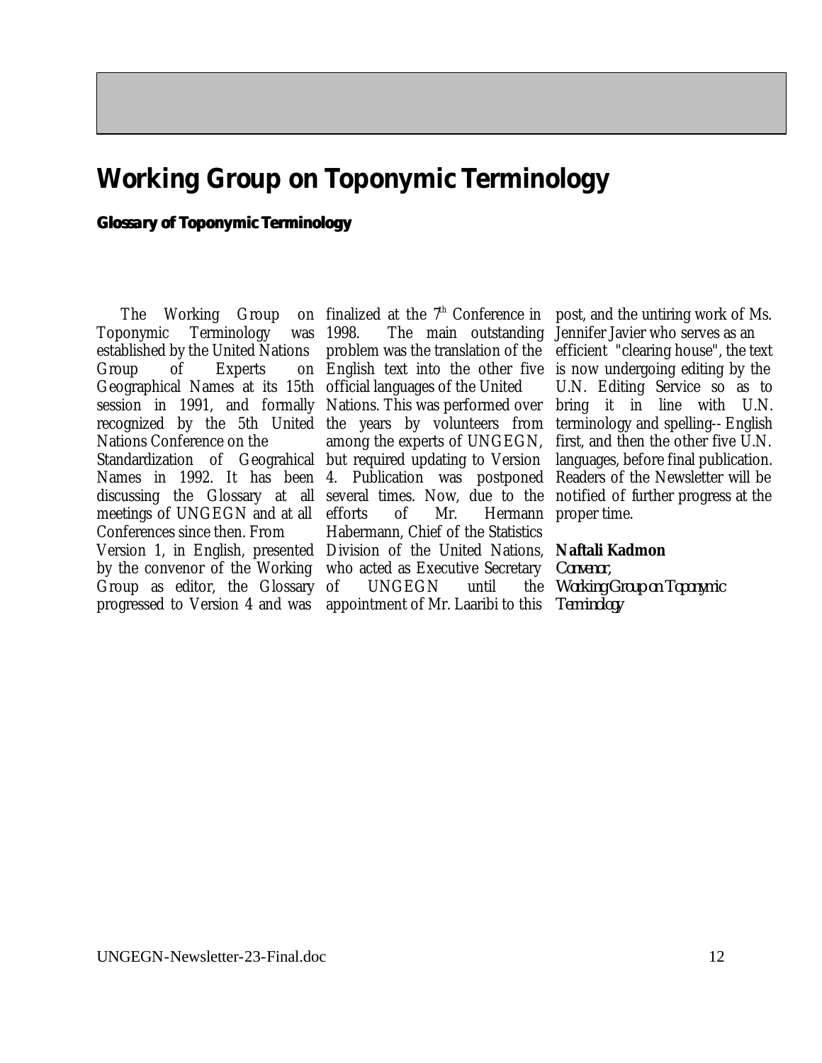# Working Group on Toponymic Terminology

## Glossary of Toponymic Terminology

The Working Group on Toponymic Terminology was established by the United Nations Group of Experts on Geographical Names at its 15th session in 1991, and formally recognized by the 5th United Nations Conference on the Standardization of Geograhical Names in 1992. It has been discussing the Glossary at all meetings of UNGEGN and at all Conferences since then. From Version 1, in English, presented by the convenor of the Working Group as editor, the Glossary progressed to Version 4 and was finalized at the 7th Conference in 1998. The main outstanding problem was the translation of the English text into the other five official languages of the United Nations. This was performed over the years by volunteers from among the experts of UNGEGN, but required updating to Version 4. Publication was postponed several times. Now, due to the efforts of Mr. Hermann Habermann, Chief of the Statistics Division of the United Nations, who acted as Executive Secretary of UNGEGN until the appointment of Mr. Laaribi to this post, and the untiring work of Ms. Jennifer Javier who serves as an efficient "clearing house", the text is now undergoing editing by the U.N. Editing Service so as to bring it in line with U.N. terminology and spelling-- English first, and then the other five U.N. languages, before final publication. Readers of the Newsletter will be notified of further progress at the proper time.

**Naftali Kadmon**
*Convenor,*
*Working Group on Toponymic Terminology*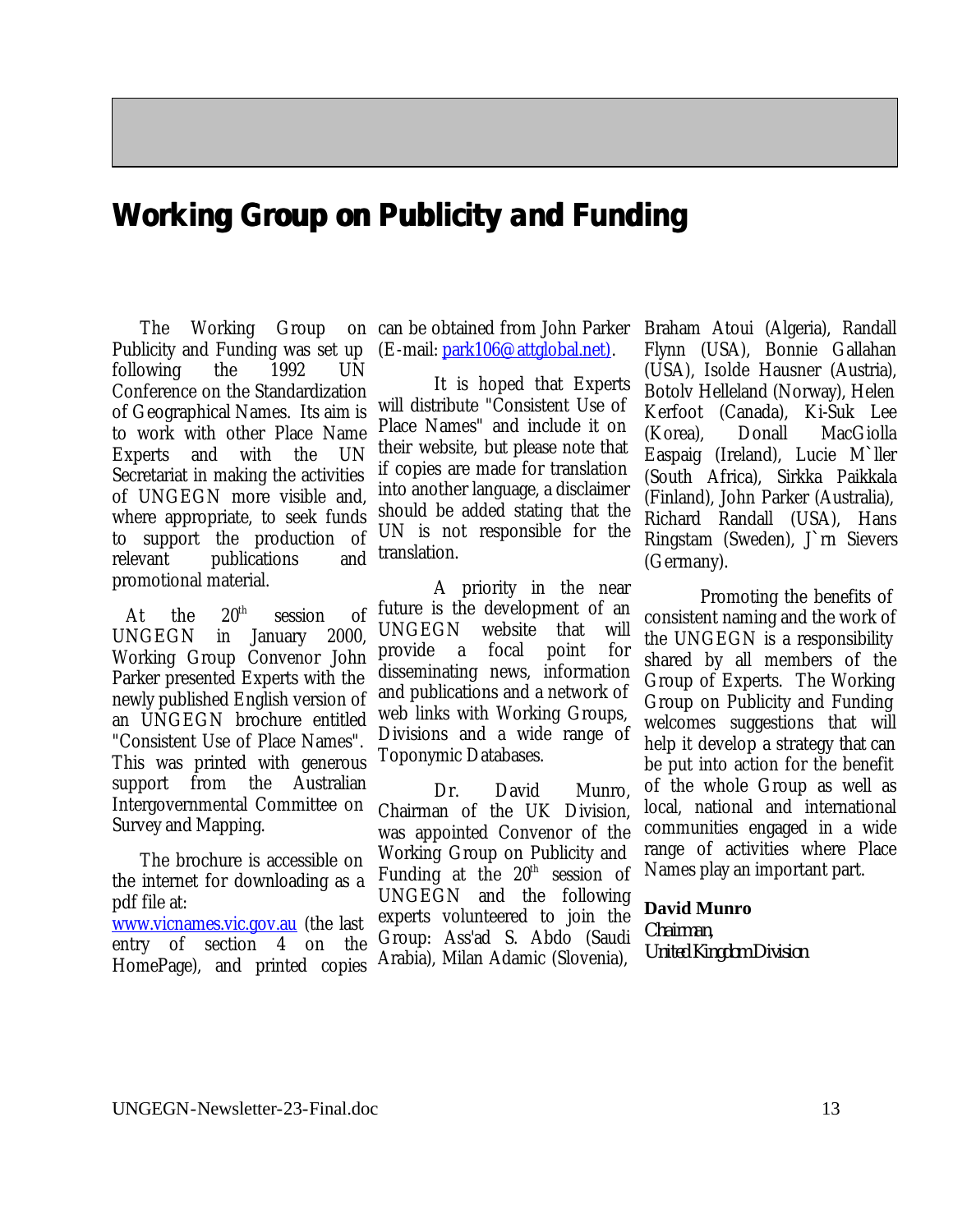# Working Group on Publicity and Funding

The Working Group on Publicity and Funding was set up following the 1992 UN Conference on the Standardization of Geographical Names. Its aim is to work with other Place Name Experts and with the UN Secretariat in making the activities of UNGEGN more visible and, where appropriate, to seek funds to support the production of relevant publications and promotional material.

At the 20th session of UNGEGN in January 2000, Working Group Convenor John Parker presented Experts with the newly published English version of an UNGEGN brochure entitled "Consistent Use of Place Names". This was printed with generous support from the Australian Intergovernmental Committee on Survey and Mapping.

The brochure is accessible on the internet for downloading as a pdf file at: www.vicnames.vic.gov.au (the last entry of section 4 on the HomePage), and printed copies can be obtained from John Parker (E-mail: park106@attglobal.net).

It is hoped that Experts will distribute "Consistent Use of Place Names" and include it on their website, but please note that if copies are made for translation into another language, a disclaimer should be added stating that the UN is not responsible for the translation.

A priority in the near future is the development of an UNGEGN website that will provide a focal point for disseminating news, information and publications and a network of web links with Working Groups, Divisions and a wide range of Toponymic Databases.

Dr. David Munro, Chairman of the UK Division, was appointed Convenor of the Working Group on Publicity and Funding at the 20th session of UNGEGN and the following experts volunteered to join the Group: Ass'ad S. Abdo (Saudi Arabia), Milan Adamic (Slovenia), Braham Atoui (Algeria), Randall Flynn (USA), Bonnie Gallahan (USA), Isolde Hausner (Austria), Botolv Helleland (Norway), Helen Kerfoot (Canada), Ki-Suk Lee (Korea), Donall MacGiolla Easpaig (Ireland), Lucie M`ller (South Africa), Sirkka Paikkala (Finland), John Parker (Australia), Richard Randall (USA), Hans Ringstam (Sweden), J`rn Sievers (Germany).

Promoting the benefits of consistent naming and the work of the UNGEGN is a responsibility shared by all members of the Group of Experts. The Working Group on Publicity and Funding welcomes suggestions that will help it develop a strategy that can be put into action for the benefit of the whole Group as well as local, national and international communities engaged in a wide range of activities where Place Names play an important part.

**David Munro**
*Chairman,*
*United Kingdom Division*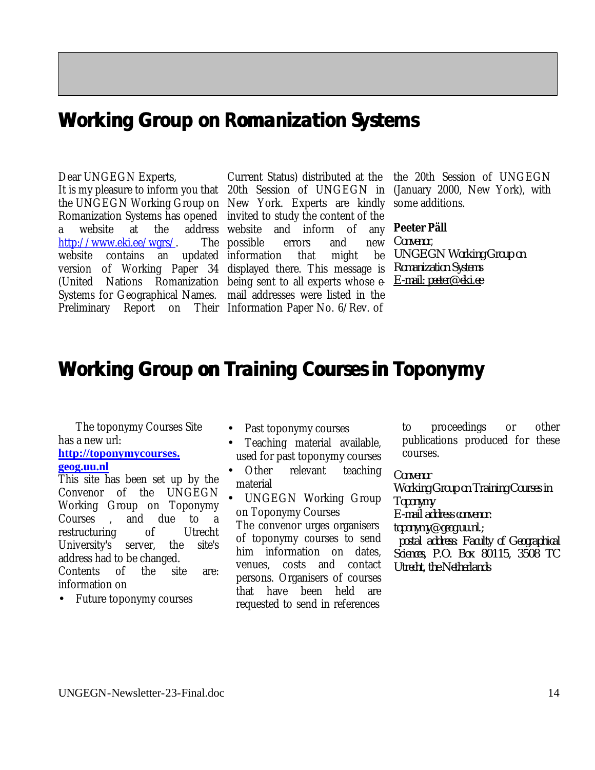## Working Group on Romanization Systems

Dear UNGEGN Experts,
It is my pleasure to inform you that the UNGEGN Working Group on Romanization Systems has opened a website at the address http://www.eki.ee/wgrs/. The website contains an updated version of Working Paper 34 (United Nations Romanization Systems for Geographical Names. Preliminary Report on Their Current Status) distributed at the 20th Session of UNGEGN in New York. Experts are kindly invited to study the content of the website and inform of any possible errors and new information that might be displayed there. This message is being sent to all experts whose e-mail addresses were listed in the Information Paper No. 6/Rev. of the 20th Session of UNGEGN (January 2000, New York), with some additions.

**Peeter Päll**
*Convenor,*
*UNGEGN Working Group on Romanization Systems*
*E-mail: peeter@eki.ee*

## Working Group on Training Courses in Toponymy

The toponymy Courses Site has a new url:
**http://toponymycourses.geog.uu.nl**
This site has been set up by the Convenor of the UNGEGN Working Group on Toponymy Courses , and due to a restructuring of Utrecht University's server, the site's address had to be changed.
Contents of the site are: information on

- Future toponymy courses
- Past toponymy courses
- Teaching material available, used for past toponymy courses
- Other relevant teaching material
- UNGEGN Working Group on Toponymy Courses

The convenor urges organisers of toponymy courses to send him information on dates, venues, costs and contact persons. Organisers of courses that have been held are requested to send in references to proceedings or other publications produced for these courses.

*Convenor*
*Working Group on Training Courses in Toponymy*
*E-mail address convenor: toponymy@geog.uu.nl;*
*postal address: Faculty of Geographical Sciences, P.O. Box 80115, 3508 TC Utrecht, the Netherlands*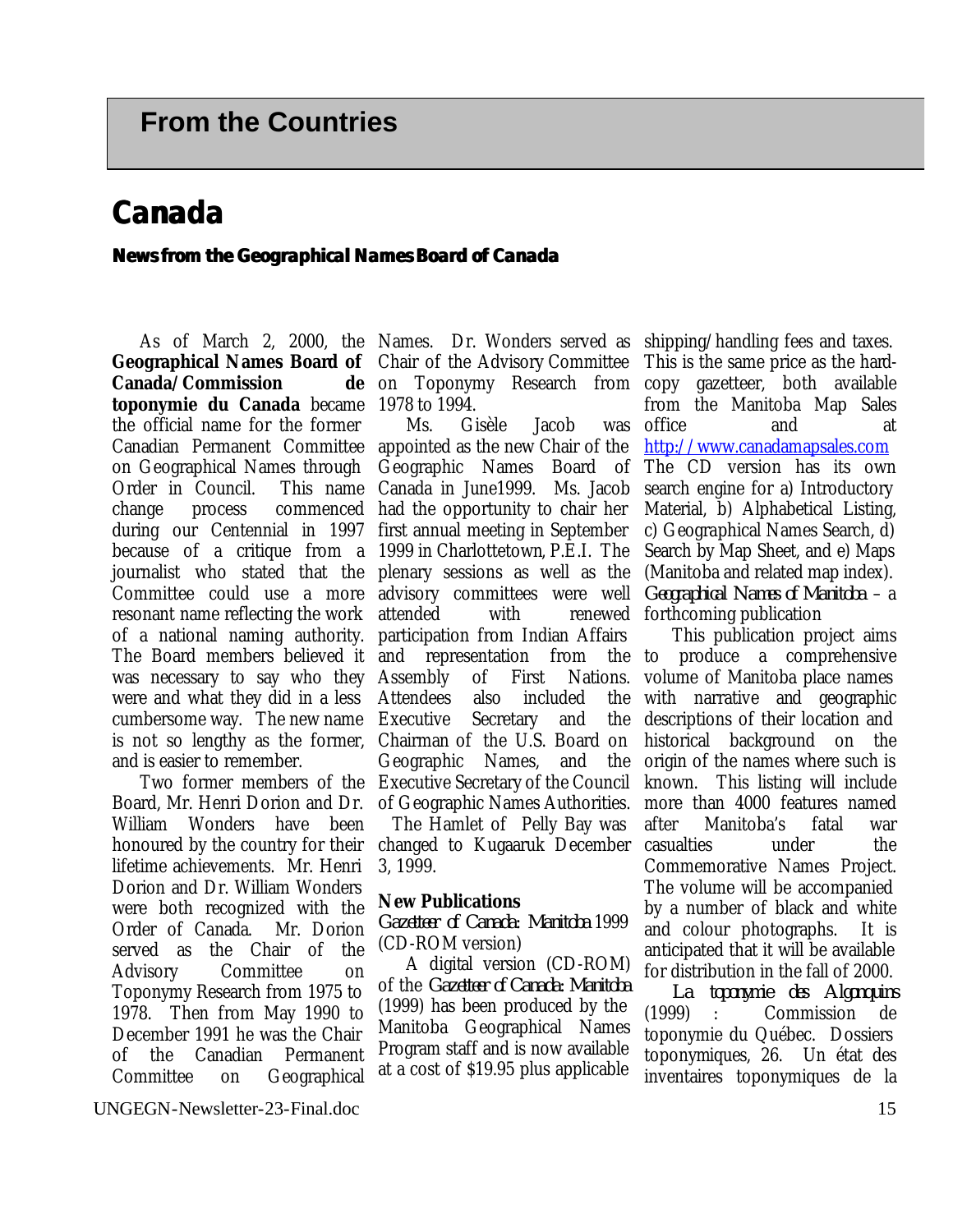# From the Countries

## Canada

### News from the Geographical Names Board of Canada

As of March 2, 2000, the **Geographical Names Board of Canada/Commission de toponymie du Canada** became the official name for the former Canadian Permanent Committee on Geographical Names through Order in Council. This name change process commenced during our Centennial in 1997 because of a critique from a journalist who stated that the Committee could use a more resonant name reflecting the work of a national naming authority. The Board members believed it was necessary to say who they were and what they did in a less cumbersome way. The new name is not so lengthy as the former, and is easier to remember.

Two former members of the Board, Mr. Henri Dorion and Dr. William Wonders have been honoured by the country for their lifetime achievements. Mr. Henri Dorion and Dr. William Wonders were both recognized with the Order of Canada. Mr. Dorion served as the Chair of the Advisory Committee on Toponymy Research from 1975 to 1978. Then from May 1990 to December 1991 he was the Chair of the Canadian Permanent Committee on Geographical Names. Dr. Wonders served as Chair of the Advisory Committee on Toponymy Research from 1978 to 1994.

Ms. Gisèle Jacob was appointed as the new Chair of the Geographic Names Board of Canada in June1999. Ms. Jacob had the opportunity to chair her first annual meeting in September 1999 in Charlottetown, P.E.I. The plenary sessions as well as the advisory committees were well attended with renewed participation from Indian Affairs and representation from the Assembly of First Nations. Attendees also included the Executive Secretary and the Chairman of the U.S. Board on Geographic Names, and the Executive Secretary of the Council of Geographic Names Authorities.

The Hamlet of Pelly Bay was changed to Kugaaruk December 3, 1999.

**New Publications**

*Gazetteer of Canada: Manitoba* 1999 (CD-ROM version)

A digital version (CD-ROM) of the *Gazetteer of Canada: Manitoba* (1999) has been produced by the Manitoba Geographical Names Program staff and is now available at a cost of $19.95 plus applicable shipping/handling fees and taxes. This is the same price as the hard-copy gazetteer, both available from the Manitoba Map Sales office and at http://www.canadamapsales.com The CD version has its own search engine for a) Introductory Material, b) Alphabetical Listing, c) Geographical Names Search, d) Search by Map Sheet, and e) Maps (Manitoba and related map index).

*Geographical Names of Manitoba* – a forthcoming publication

This publication project aims to produce a comprehensive volume of Manitoba place names with narrative and geographic descriptions of their location and historical background on the origin of the names where such is known. This listing will include more than 4000 features named after Manitoba's fatal war casualties under the Commemorative Names Project. The volume will be accompanied by a number of black and white and colour photographs. It is anticipated that it will be available for distribution in the fall of 2000.

*La toponymie des Algonquins* (1999) : Commission de toponymie du Québec. Dossiers toponymiques, 26. Un état des inventaires toponymiques de la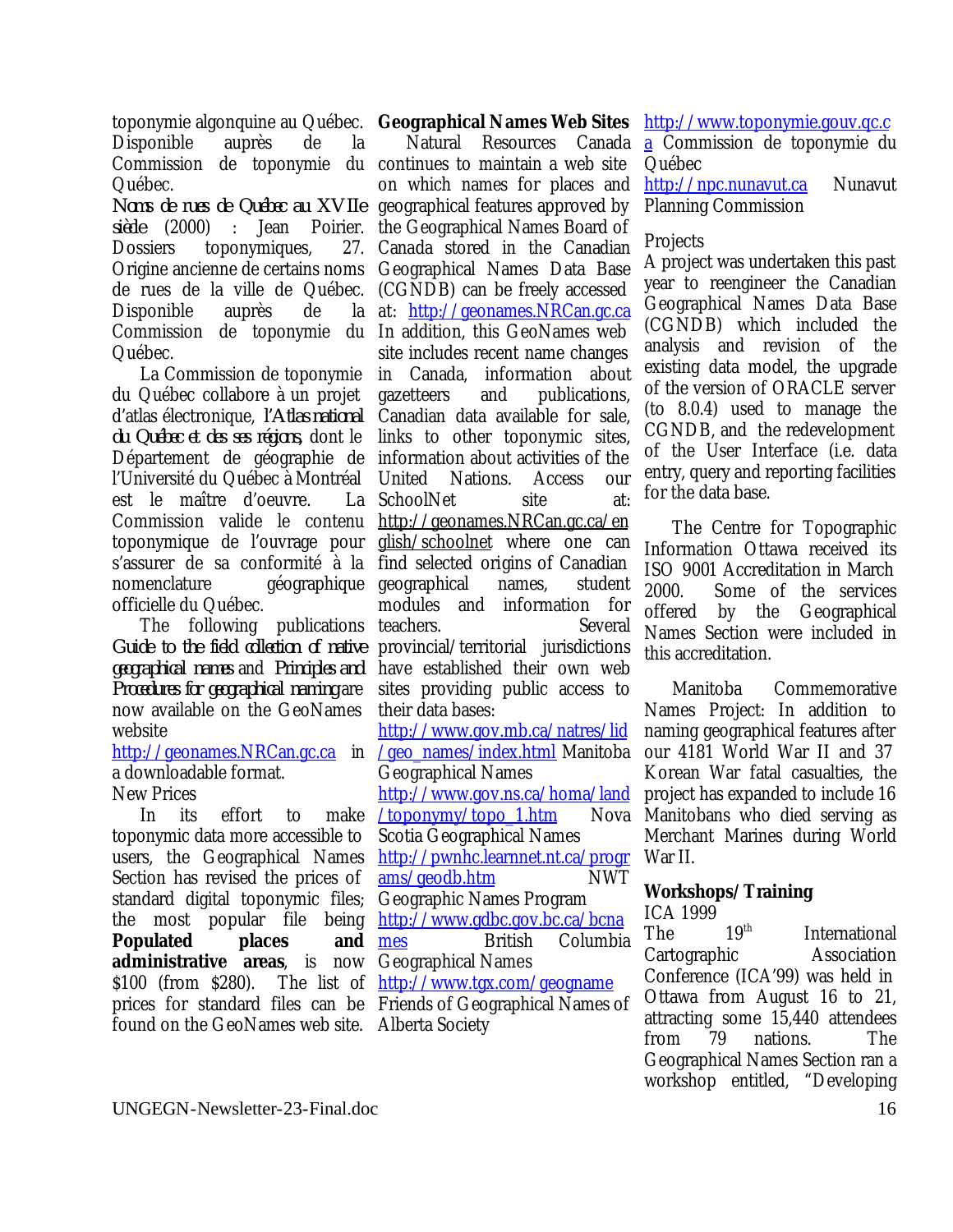toponymie algonquine au Québec. Disponible auprès de la Commission de toponymie du Québec.

*Noms de rues de Québec au XVIIe siècle* (2000) : Jean Poirier. Dossiers toponymiques, 27. Origine ancienne de certains noms de rues de la ville de Québec. Disponible auprès de la Commission de toponymie du Québec.

La Commission de toponymie du Québec collabore à un projet d'atlas électronique, *l'Atlas national du Québec et des ses régions*, dont le Département de géographie de l'Université du Québec à Montréal est le maître d'oeuvre. La Commission valide le contenu toponymique de l'ouvrage pour s'assurer de sa conformité à la nomenclature géographique officielle du Québec.

The following publications *Guide to the field collection of native geographical names* and *Principles and Procedures for geographical naming* are now available on the GeoNames website http://geonames.NRCan.gc.ca in a downloadable format.

New Prices

In its effort to make toponymic data more accessible to users, the Geographical Names Section has revised the prices of standard digital toponymic files; the most popular file being **Populated places and administrative areas**, is now $100 (from $280). The list of prices for standard files can be found on the GeoNames web site.

**Geographical Names Web Sites**

Natural Resources Canada continues to maintain a web site on which names for places and geographical features approved by the Geographical Names Board of Canada stored in the Canadian Geographical Names Data Base (CGNDB) can be freely accessed at: http://geonames.NRCan.gc.ca In addition, this GeoNames web site includes recent name changes in Canada, information about gazetteers and publications, Canadian data available for sale, links to other toponymic sites, information about activities of the United Nations. Access our SchoolNet site at: http://geonames.NRCan.gc.ca/english/schoolnet where one can find selected origins of Canadian geographical names, student modules and information for teachers. Several provincial/territorial jurisdictions have established their own web sites providing public access to their data bases:

http://www.gov.mb.ca/natres/lid/geo_names/index.html Manitoba Geographical Names

http://www.gov.ns.ca/homa/land/toponymy/topo_1.htm Nova Scotia Geographical Names

http://pwnhc.learnnet.nt.ca/programs/geodb.htm NWT Geographic Names Program

http://www.gdbc.gov.bc.ca/bcnames British Columbia Geographical Names

http://www.tgx.com/geogname Friends of Geographical Names of Alberta Society

http://www.toponymie.gouv.qc.ca Commission de toponymie du Québec

http://npc.nunavut.ca Nunavut Planning Commission

Projects

A project was undertaken this past year to reengineer the Canadian Geographical Names Data Base (CGNDB) which included the analysis and revision of the existing data model, the upgrade of the version of ORACLE server (to 8.0.4) used to manage the CGNDB, and the redevelopment of the User Interface (i.e. data entry, query and reporting facilities for the data base.

The Centre for Topographic Information Ottawa received its ISO 9001 Accreditation in March 2000. Some of the services offered by the Geographical Names Section were included in this accreditation.

Manitoba Commemorative Names Project: In addition to naming geographical features after our 4181 World War II and 37 Korean War fatal casualties, the project has expanded to include 16 Manitobans who died serving as Merchant Marines during World War II.

**Workshops/Training**

ICA 1999

The 19th International Cartographic Association Conference (ICA'99) was held in Ottawa from August 16 to 21, attracting some 15,440 attendees from 79 nations. The Geographical Names Section ran a workshop entitled, "Developing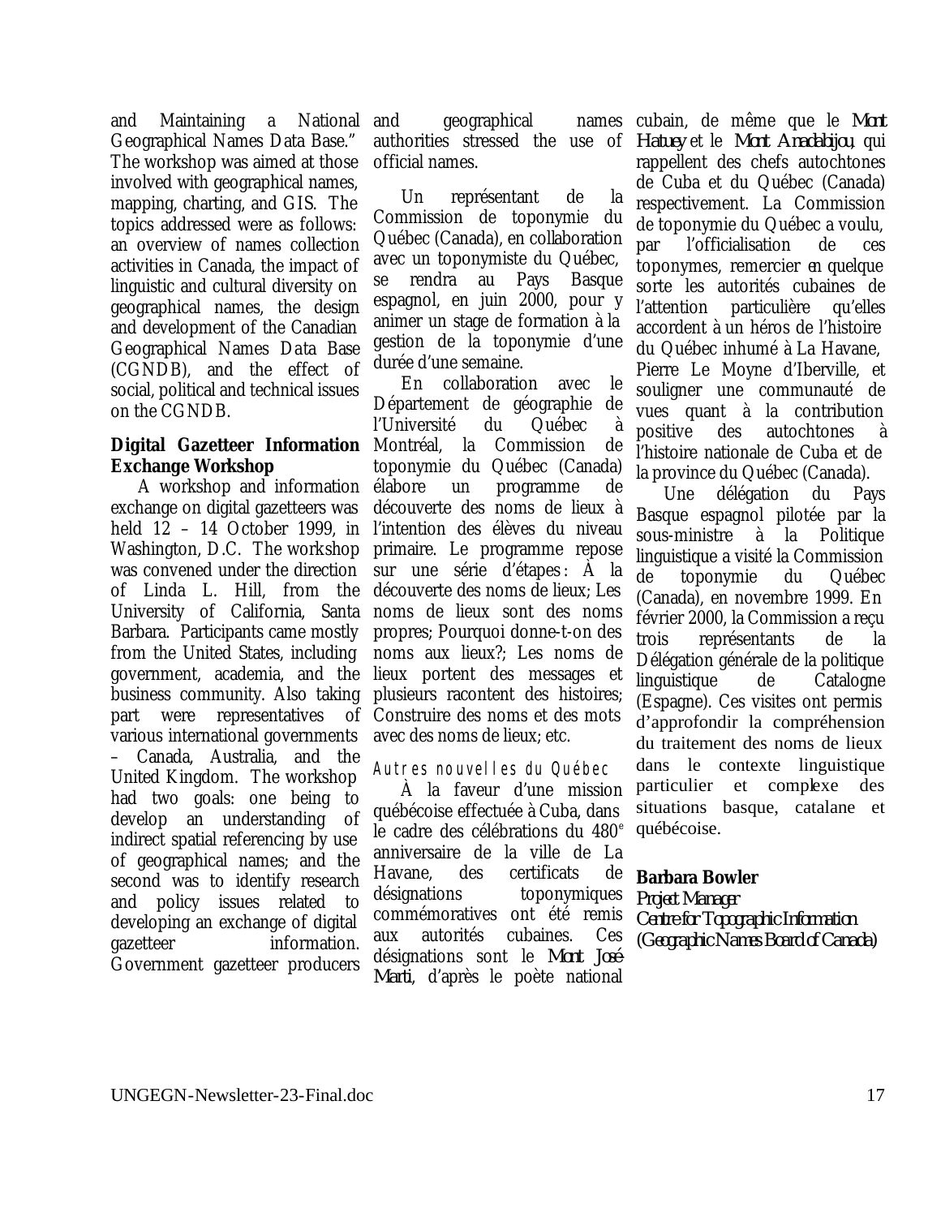and Maintaining a National Geographical Names Data Base." The workshop was aimed at those involved with geographical names, mapping, charting, and GIS. The topics addressed were as follows: an overview of names collection activities in Canada, the impact of linguistic and cultural diversity on geographical names, the design and development of the Canadian Geographical Names Data Base (CGNDB), and the effect of social, political and technical issues on the CGNDB.

**Digital Gazetteer Information Exchange Workshop**

A workshop and information exchange on digital gazetteers was held 12 – 14 October 1999, in Washington, D.C. The workshop was convened under the direction of Linda L. Hill, from the University of California, Santa Barbara. Participants came mostly from the United States, including government, academia, and the business community. Also taking part were representatives of various international governments – Canada, Australia, and the United Kingdom. The workshop had two goals: one being to develop an understanding of indirect spatial referencing by use of geographical names; and the second was to identify research and policy issues related to developing an exchange of digital gazetteer information. Government gazetteer producers and geographical names authorities stressed the use of official names.

Un représentant de la Commission de toponymie du Québec (Canada), en collaboration avec un toponymiste du Québec, se rendra au Pays Basque espagnol, en juin 2000, pour y animer un stage de formation à la gestion de la toponymie d'une durée d'une semaine.

En collaboration avec le Département de géographie de l'Université du Québec à Montréal, la Commission de toponymie du Québec (Canada) élabore un programme de découverte des noms de lieux à l'intention des élèves du niveau primaire. Le programme repose sur une série d'étapes : À la découverte des noms de lieux; Les noms de lieux sont des noms propres; Pourquoi donne-t-on des noms aux lieux?; Les noms de lieux portent des messages et plusieurs racontent des histoires; Construire des noms et des mots avec des noms de lieux; etc.

*Autres nouvelles du Québec*

À la faveur d'une mission québécoise effectuée à Cuba, dans le cadre des célébrations du 480e anniversaire de la ville de La Havane, des certificats de désignations toponymiques commémoratives ont été remis aux autorités cubaines. Ces désignations sont le *Mont José Marti*, d'après le poète national cubain, de même que le *Mont Hatuey* et le *Mont Anadabijou*, qui rappellent des chefs autochtones de Cuba et du Québec (Canada) respectivement. La Commission de toponymie du Québec a voulu, par l'officialisation de ces toponymes, remercier en quelque sorte les autorités cubaines de l'attention particulière qu'elles accordent à un héros de l'histoire du Québec inhumé à La Havane, Pierre Le Moyne d'Iberville, et souligner une communauté de vues quant à la contribution positive des autochtones à l'histoire nationale de Cuba et de la province du Québec (Canada).

Une délégation du Pays Basque espagnol pilotée par la sous-ministre à la Politique linguistique a visité la Commission de toponymie du Québec (Canada), en novembre 1999. En février 2000, la Commission a reçu trois représentants de la Délégation générale de la politique linguistique de Catalogne (Espagne). Ces visites ont permis d'approfondir la compréhension du traitement des noms de lieux dans le contexte linguistique particulier et complexe des situations basque, catalane et québécoise.

**Barbara Bowler**
*Project Manager*
*Centre for Topographic Information*
*(Geographic Names Board of Canada)*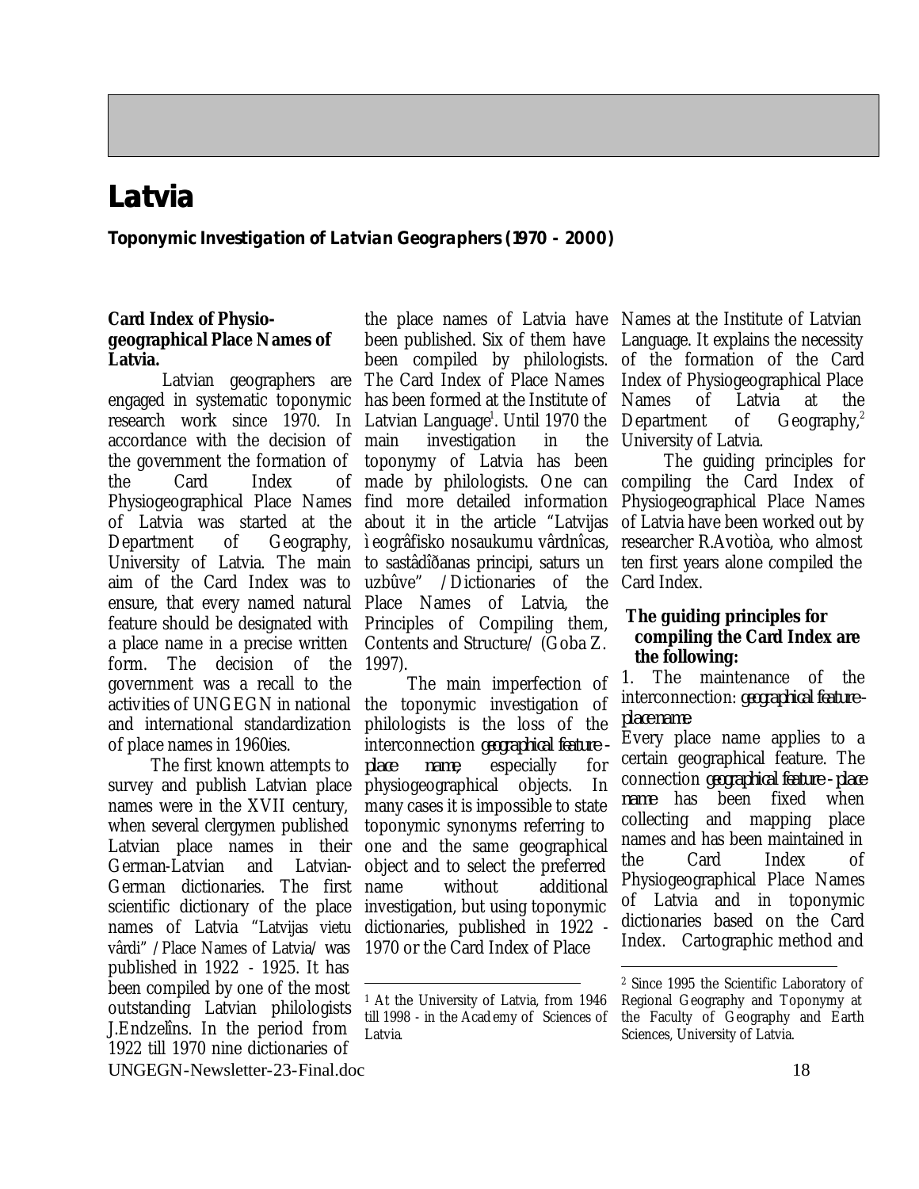# Latvia

**Toponymic Investigation of Latvian Geographers (1970 - 2000)**

**Card Index of Physiogeographical Place Names of Latvia.**

Latvian geographers are engaged in systematic toponymic research work since 1970. In accordance with the decision of the government the formation of the Card Index of Physiogeographical Place Names of Latvia was started at the Department of Geography, University of Latvia. The main aim of the Card Index was to ensure, that every named natural feature should be designated with a place name in a precise written form. The decision of the government was a recall to the activities of UNGEGN in national and international standardization of place names in 1960ies.

The first known attempts to survey and publish Latvian place names were in the XVII century, when several clergymen published Latvian place names in their German-Latvian and Latvian-German dictionaries. The first scientific dictionary of the place names of Latvia "Latvijas vietu vârdi" /Place Names of Latvia/ was published in 1922 - 1925. It has been compiled by one of the most outstanding Latvian philologists J.Endzelîns. In the period from 1922 till 1970 nine dictionaries of the place names of Latvia have been published. Six of them have been compiled by philologists. The Card Index of Place Names has been formed at the Institute of Latvian Language[1]. Until 1970 the main investigation in the toponymy of Latvia has been made by philologists. One can find more detailed information about it in the article "Latvijas ìeogrâfisko nosaukumu vârdnîcas, to sastâdîðanas principi, saturs un uzbûve" /Dictionaries of the Place Names of Latvia, the Principles of Compiling them, Contents and Structure/ (Goba Z. 1997).

The main imperfection of the toponymic investigation of philologists is the loss of the interconnection *geographical feature - place name*, especially for physiogeographical objects. In many cases it is impossible to state toponymic synonyms referring to one and the same geographical object and to select the preferred name without additional investigation, but using toponymic dictionaries, published in 1922 - 1970 or the Card Index of Place Names at the Institute of Latvian Language. It explains the necessity of the formation of the Card Index of Physiogeographical Place Names of Latvia at the Department of Geography,[2] University of Latvia.

The guiding principles for compiling the Card Index of Physiogeographical Place Names of Latvia have been worked out by researcher R.Avotiòa, who almost ten first years alone compiled the Card Index.

**The guiding principles for compiling the Card Index are the following:**

1. The maintenance of the interconnection: *geographical feature - place name*

Every place name applies to a certain geographical feature. The connection *geographical feature - place name* has been fixed when collecting and mapping place names and has been maintained in the Card Index of Physiogeographical Place Names of Latvia and in toponymic dictionaries based on the Card Index. Cartographic method and

---

[1] At the University of Latvia, from 1946 till 1998 - in the Academy of Sciences of Latvia.

[2] Since 1995 the Scientific Laboratory of Regional Geography and Toponymy at the Faculty of Geography and Earth Sciences, University of Latvia.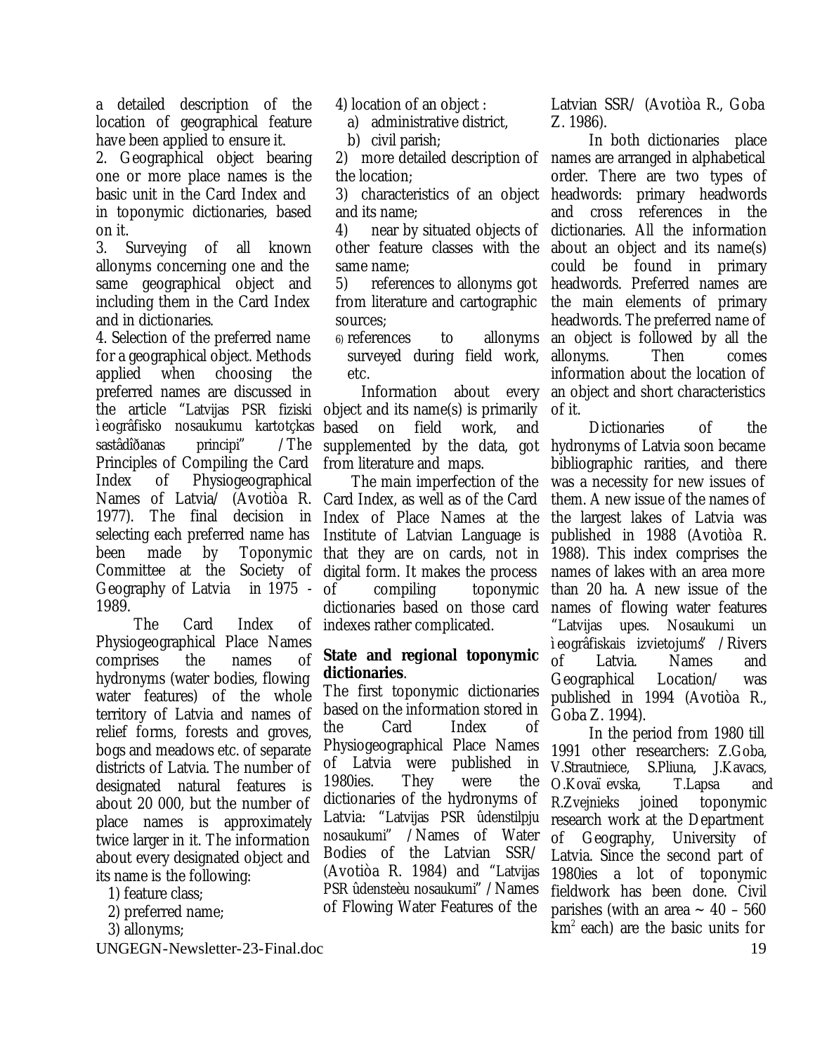a detailed description of the location of geographical feature have been applied to ensure it.

2. Geographical object bearing one or more place names is the basic unit in the Card Index and in toponymic dictionaries, based on it.

3. Surveying of all known allonyms concerning one and the same geographical object and including them in the Card Index and in dictionaries.

4. Selection of the preferred name for a geographical object. Methods applied when choosing the preferred names are discussed in the article "Latvijas PSR fiziski ìeogrâfisko nosaukumu kartotçkas sastâdîðanas principi" /The Principles of Compiling the Card Index of Physiogeographical Names of Latvia/ (Avotiòa R. 1977). The final decision in selecting each preferred name has been made by Toponymic Committee at the Society of Geography of Latvia in 1975 - 1989.

The Card Index of Physiogeographical Place Names comprises the names of hydronyms (water bodies, flowing water features) of the whole territory of Latvia and names of relief forms, forests and groves, bogs and meadows etc. of separate districts of Latvia. The number of designated natural features is about 20 000, but the number of place names is approximately twice larger in it. The information about every designated object and its name is the following:

1) feature class;
2) preferred name;
3) allonyms;
4) location of an object :
   a) administrative district,
   b) civil parish;
2) more detailed description of the location;
3) characteristics of an object and its name;
4) near by situated objects of other feature classes with the same name;
5) references to allonyms got from literature and cartographic sources;
6) references to allonyms surveyed during field work, etc.

Information about every object and its name(s) is primarily based on field work, and supplemented by the data, got from literature and maps.

The main imperfection of the Card Index, as well as of the Card Index of Place Names at the Institute of Latvian Language is that they are on cards, not in digital form. It makes the process of compiling toponymic dictionaries based on those card indexes rather complicated.

**State and regional toponymic dictionaries**.

The first toponymic dictionaries based on the information stored in the Card Index of Physiogeographical Place Names of Latvia were published in 1980ies. They were the dictionaries of the hydronyms of Latvia: "Latvijas PSR ûdenstilpju nosaukumi" /Names of Water Bodies of the Latvian SSR/ (Avotiòa R. 1984) and "Latvijas PSR ûdensteèu nosaukumi" /Names of Flowing Water Features of the Latvian SSR/ (Avotiòa R., Goba Z. 1986).

In both dictionaries place names are arranged in alphabetical order. There are two types of headwords: primary headwords and cross references in the dictionaries. All the information about an object and its name(s) could be found in primary headwords. Preferred names are the main elements of primary headwords. The preferred name of an object is followed by all the allonyms. Then comes information about the location of an object and short characteristics of it.

Dictionaries of the hydronyms of Latvia soon became bibliographic rarities, and there was a necessity for new issues of them. A new issue of the names of the largest lakes of Latvia was published in 1988 (Avotiòa R. 1988). This index comprises the names of lakes with an area more than 20 ha. A new issue of the names of flowing water features "Latvijas upes. Nosaukumi un ìeogrâfiskais izvietojums" /Rivers of Latvia. Names and Geographical Location/ was published in 1994 (Avotiòa R., Goba Z. 1994).

In the period from 1980 till 1991 other researchers: Z.Goba, V.Strautniece, S.Pliuna, J.Kavacs, O.Kovaïevska, T.Lapsa and R.Zvejnieks joined toponymic research work at the Department of Geography, University of Latvia. Since the second part of 1980ies a lot of toponymic fieldwork has been done. Civil parishes (with an area ~ 40 – 560 km$^2$ each) are the basic units for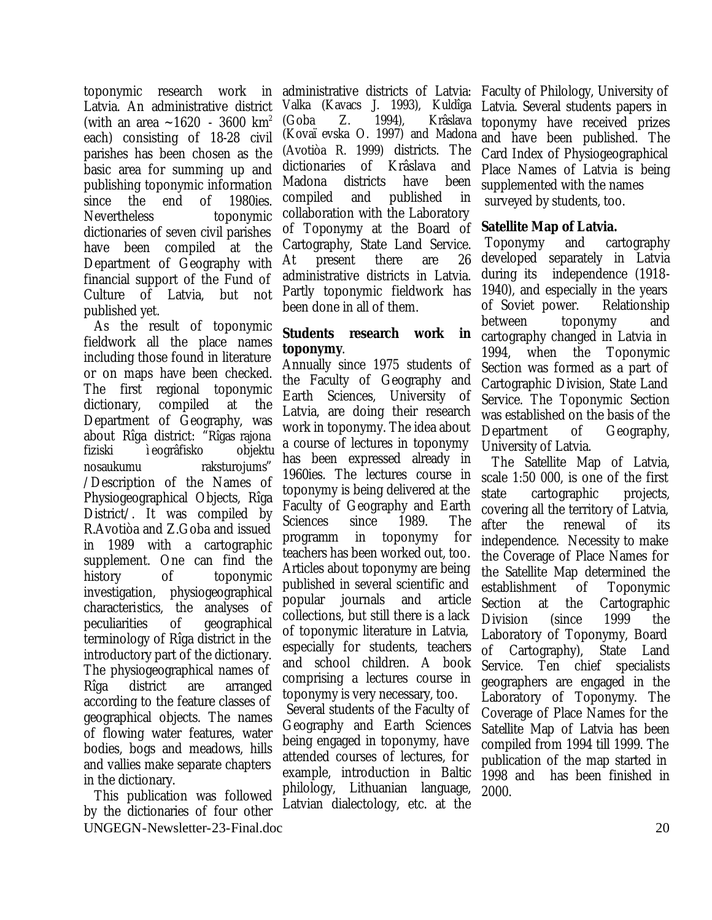toponymic research work in Latvia. An administrative district (with an area ~1620 - 3600 km$^2$ each) consisting of 18-28 civil parishes has been chosen as the basic area for summing up and publishing toponymic information since the end of 1980ies. Nevertheless toponymic dictionaries of seven civil parishes have been compiled at the Department of Geography with financial support of the Fund of Culture of Latvia, but not published yet.

As the result of toponymic fieldwork all the place names including those found in literature or on maps have been checked. The first regional toponymic dictionary, compiled at the Department of Geography, was about Rîga district: "Rîgas rajona fiziski ìeogrâfisko objektu nosaukumu raksturojums" /Description of the Names of Physiogeographical Objects, Rîga District/. It was compiled by R.Avotiòa and Z.Goba and issued in 1989 with a cartographic supplement. One can find the history of toponymic investigation, physiogeographical characteristics, the analyses of peculiarities of geographical terminology of Rîga district in the introductory part of the dictionary. The physiogeographical names of Rîga district are arranged according to the feature classes of geographical objects. The names of flowing water features, water bodies, bogs and meadows, hills and vallies make separate chapters in the dictionary.

This publication was followed by the dictionaries of four other administrative districts of Latvia: Valka (Kavacs J. 1993), Kuldîga (Goba Z. 1994), Krâslava (Kovaï evska O. 1997) and Madona (Avotiòa R. 1999) districts. The dictionaries of Krâslava and Madona districts have been compiled and published in collaboration with the Laboratory of Toponymy at the Board of Cartography, State Land Service. At present there are 26 administrative districts in Latvia. Partly toponymic fieldwork has been done in all of them.

**Students research work in toponymy**.

Annually since 1975 students of the Faculty of Geography and Earth Sciences, University of Latvia, are doing their research work in toponymy. The idea about a course of lectures in toponymy has been expressed already in 1960ies. The lectures course in toponymy is being delivered at the Faculty of Geography and Earth Sciences since 1989. The programm in toponymy for teachers has been worked out, too. Articles about toponymy are being published in several scientific and popular journals and article collections, but still there is a lack of toponymic literature in Latvia, especially for students, teachers and school children. A book comprising a lectures course in toponymy is very necessary, too.

Several students of the Faculty of Geography and Earth Sciences being engaged in toponymy, have attended courses of lectures, for example, introduction in Baltic philology, Lithuanian language, Latvian dialectology, etc. at the Faculty of Philology, University of Latvia. Several students papers in toponymy have received prizes and have been published. The Card Index of Physiogeographical Place Names of Latvia is being supplemented with the names surveyed by students, too.

**Satellite Map of Latvia.**

Toponymy and cartography developed separately in Latvia during its independence (1918-1940), and especially in the years of Soviet power. Relationship between toponymy and cartography changed in Latvia in 1994, when the Toponymic Section was formed as a part of Cartographic Division, State Land Service. The Toponymic Section was established on the basis of the Department of Geography, University of Latvia.

The Satellite Map of Latvia, scale 1:50 000, is one of the first state cartographic projects, covering all the territory of Latvia, after the renewal of its independence. Necessity to make the Coverage of Place Names for the Satellite Map determined the establishment of Toponymic Section at the Cartographic Division (since 1999 the Laboratory of Toponymy, Board of Cartography), State Land Service. Ten chief specialists geographers are engaged in the Laboratory of Toponymy. The Coverage of Place Names for the Satellite Map of Latvia has been compiled from 1994 till 1999. The publication of the map started in 1998 and has been finished in 2000.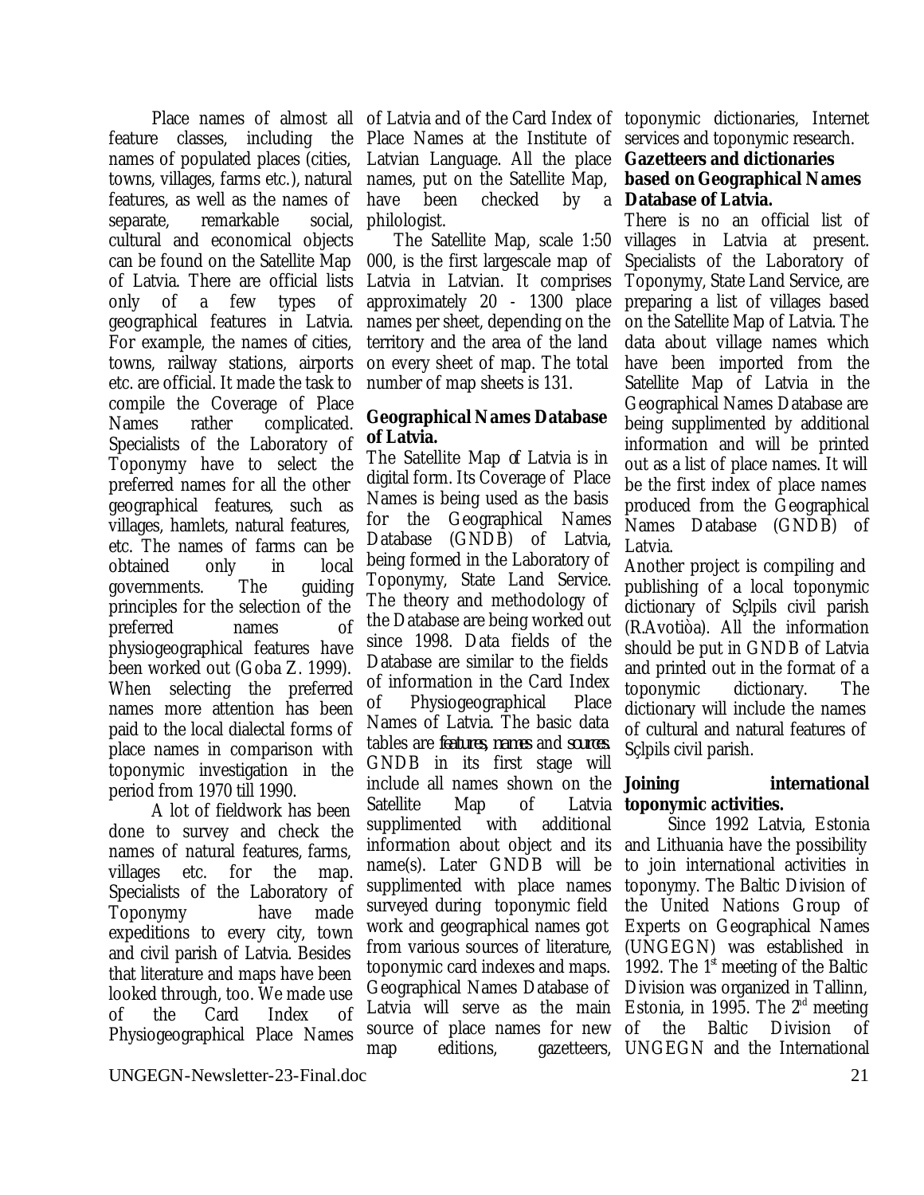Place names of almost all feature classes, including the names of populated places (cities, towns, villages, farms etc.), natural features, as well as the names of separate, remarkable social, cultural and economical objects can be found on the Satellite Map of Latvia. There are official lists only of a few types of geographical features in Latvia. For example, the names of cities, towns, railway stations, airports etc. are official. It made the task to compile the Coverage of Place Names rather complicated. Specialists of the Laboratory of Toponymy have to select the preferred names for all the other geographical features, such as villages, hamlets, natural features, etc. The names of farms can be obtained only in local governments. The guiding principles for the selection of the preferred names of physiogeographical features have been worked out (Goba Z. 1999). When selecting the preferred names more attention has been paid to the local dialectal forms of place names in comparison with toponymic investigation in the period from 1970 till 1990.

A lot of fieldwork has been done to survey and check the names of natural features, farms, villages etc. for the map. Specialists of the Laboratory of Toponymy have made expeditions to every city, town and civil parish of Latvia. Besides that literature and maps have been looked through, too. We made use of the Card Index of Physiogeographical Place Names of Latvia and of the Card Index of Place Names at the Institute of Latvian Language. All the place names, put on the Satellite Map, have been checked by a philologist.

The Satellite Map, scale 1:50 000, is the first largescale map of Latvia in Latvian. It comprises approximately 20 - 1300 place names per sheet, depending on the territory and the area of the land on every sheet of map. The total number of map sheets is 131.

**Geographical Names Database of Latvia.**

The Satellite Map of Latvia is in digital form. Its Coverage of Place Names is being used as the basis for the Geographical Names Database (GNDB) of Latvia, being formed in the Laboratory of Toponymy, State Land Service. The theory and methodology of the Database are being worked out since 1998. Data fields of the Database are similar to the fields of information in the Card Index of Physiogeographical Place Names of Latvia. The basic data tables are *features, names* and *sources*. GNDB in its first stage will include all names shown on the Satellite Map of Latvia supplimented with additional information about object and its name(s). Later GNDB will be supplimented with place names surveyed during toponymic field work and geographical names got from various sources of literature, toponymic card indexes and maps. Geographical Names Database of Latvia will serve as the main source of place names for new map editions, gazetteers, toponymic dictionaries, Internet services and toponymic research.

**Gazetteers and dictionaries based on Geographical Names Database of Latvia.**

There is no an official list of villages in Latvia at present. Specialists of the Laboratory of Toponymy, State Land Service, are preparing a list of villages based on the Satellite Map of Latvia. The data about village names which have been imported from the Satellite Map of Latvia in the Geographical Names Database are being supplimented by additional information and will be printed out as a list of place names. It will be the first index of place names produced from the Geographical Names Database (GNDB) of Latvia.

Another project is compiling and publishing of a local toponymic dictionary of Sçlpils civil parish (R.Avotiòa). All the information should be put in GNDB of Latvia and printed out in the format of a toponymic dictionary. The dictionary will include the names of cultural and natural features of Sçlpils civil parish.

**Joining international toponymic activities.**

Since 1992 Latvia, Estonia and Lithuania have the possibility to join international activities in toponymy. The Baltic Division of the United Nations Group of Experts on Geographical Names (UNGEGN) was established in 1992. The 1st meeting of the Baltic Division was organized in Tallinn, Estonia, in 1995. The 2nd meeting of the Baltic Division of UNGEGN and the International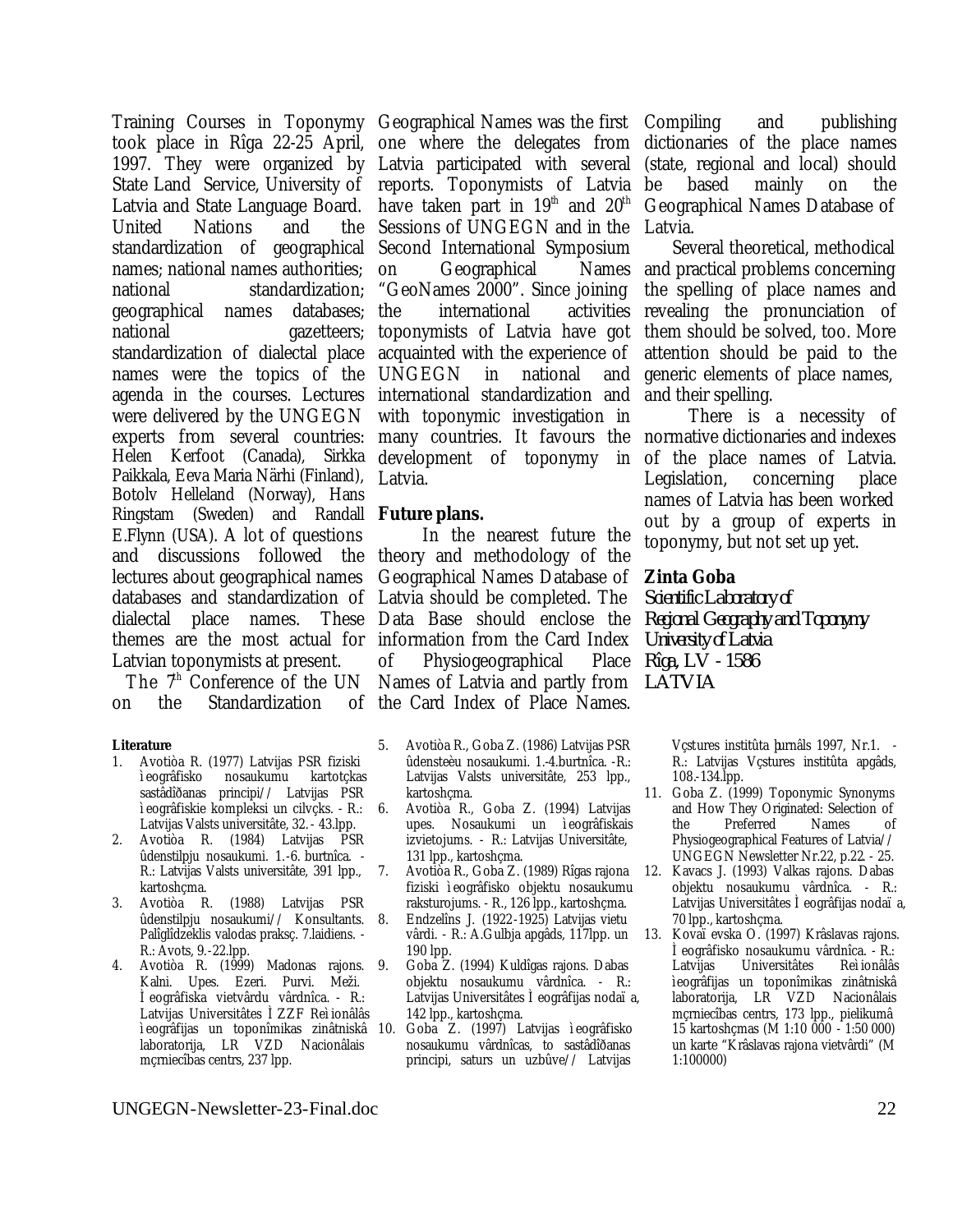Training Courses in Toponymy took place in Rîga 22-25 April, 1997. They were organized by State Land Service, University of Latvia and State Language Board. United Nations and the standardization of geographical names; national names authorities; national standardization; geographical names databases; national gazetteers; standardization of dialectal place names were the topics of the agenda in the courses. Lectures were delivered by the UNGEGN experts from several countries: Helen Kerfoot (Canada), Sirkka Paikkala, Eeva Maria Närhi (Finland), Botolv Helleland (Norway), Hans Ringstam (Sweden) and Randall E.Flynn (USA). A lot of questions and discussions followed the lectures about geographical names databases and standardization of dialectal place names. These themes are the most actual for Latvian toponymists at present.

The 7[th] Conference of the UN on the Standardization of Geographical Names was the first one where the delegates from Latvia participated with several reports. Toponymists of Latvia have taken part in 19[th] and 20[th] Sessions of UNGEGN and in the Second International Symposium on Geographical Names "GeoNames 2000". Since joining the international activities toponymists of Latvia have got acquainted with the experience of UNGEGN in national and international standardization and with toponymic investigation in many countries. It favours the development of toponymy in Latvia.

**Future plans.**

In the nearest future the theory and methodology of the Geographical Names Database of Latvia should be completed. The Data Base should enclose the information from the Card Index of Physiogeographical Place Names of Latvia and partly from the Card Index of Place Names. Compiling and publishing dictionaries of the place names (state, regional and local) should be based mainly on the Geographical Names Database of Latvia.

Several theoretical, methodical and practical problems concerning the spelling of place names and revealing the pronunciation of them should be solved, too. More attention should be paid to the generic elements of place names, and their spelling.

There is a necessity of normative dictionaries and indexes of the place names of Latvia. Legislation, concerning place names of Latvia has been worked out by a group of experts in toponymy, but not set up yet.

**Zinta Goba**
*Scientific Laboratory of Regional Geography and Toponymy*
*University of Latvia*
*Rîga, LV - 1586*
*LATVIA*

**Literature**

1. Avotiòa R. (1977) Latvijas PSR fiziski ìeogrâfisko nosaukumu kartotçkas sastâdîðanas principi// Latvijas PSR ìeogrâfiskie kompleksi un cilvçks. - R.: Latvijas Valsts universitâte, 32.- 43.lpp.
2. Avotiòa R. (1984) Latvijas PSR ûdenstilpju nosaukumi. 1.-6. burtnîca. - R.: Latvijas Valsts universitâte, 391 lpp., kartoshçma.
3. Avotiòa R. (1988) Latvijas PSR ûdenstilpju nosaukumi// Konsultants. Palîglîdzeklis valodas praksç. 7.laidiens. - R.: Avots, 9.-22.lpp.
4. Avotiòa R. (1999) Madonas rajons. Kalni. Upes. Ezeri. Purvi. Meži. Ìeogrâfiska vietvârdu vârdnîca. - R.: Latvijas Universitâtes ÌZZF Reìionâlâs ìeogrâfijas un toponîmikas zinâtniskâ laboratorija, LR VZD Nacionâlais mçrniecîbas centrs, 237 lpp.
5. Avotiòa R., Goba Z. (1986) Latvijas PSR ûdensteèu nosaukumi. 1.-4.burtnîca. -R.: Latvijas Valsts universitâte, 253 lpp., kartoshçma.
6. Avotiòa R., Goba Z. (1994) Latvijas upes. Nosaukumi un ìeogrâfiskais izvietojums. - R.: Latvijas Universitâte, 131 lpp., kartoshçma.
7. Avotiòa R., Goba Z. (1989) Rîgas rajona fiziski ìeogrâfisko objektu nosaukumu raksturojums. - R., 126 lpp., kartoshçma.
8. Endzelîns J. (1922-1925) Latvijas vietu vârdi. - R.: A.Gulbja apgâds, 117lpp. un 190 lpp.
9. Goba Z. (1994) Kuldîgas rajons. Dabas objektu nosaukumu vârdnîca. - R.: Latvijas Universitâtes Ìeogrâfijas nodaïa, 142 lpp., kartoshçma.
10. Goba Z. (1997) Latvijas ìeogrâfisko nosaukumu vârdnîcas, to sastâdîðanas principi, saturs un uzbûve// Latvijas Vçstures institûta þurnâls 1997, Nr.1. - R.: Latvijas Vçstures institûta apgâds, 108.-134.lpp.
11. Goba Z. (1999) Toponymic Synonyms and How They Originated: Selection of the Preferred Names of Physiogeographical Features of Latvia// UNGEGN Newsletter Nr.22, p.22. - 25.
12. Kavacs J. (1993) Valkas rajons. Dabas objektu nosaukumu vârdnîca. - R.: Latvijas Universitâtes Ìeogrâfijas nodaïa, 70 lpp., kartoshçma.
13. Kovaïevska O. (1997) Krâslavas rajons. Ìeogrâfisko nosaukumu vârdnîca. - R.: Latvijas Universitâtes Reìionâlâs ìeogrâfijas un toponîmikas zinâtniskâ laboratorija, LR VZD Nacionâlais mçrniecîbas centrs, 173 lpp., pielikumâ 15 kartoshçmas (M 1:10 000 - 1:50 000) un karte "Krâslavas rajona vietvârdi" (M 1:100000)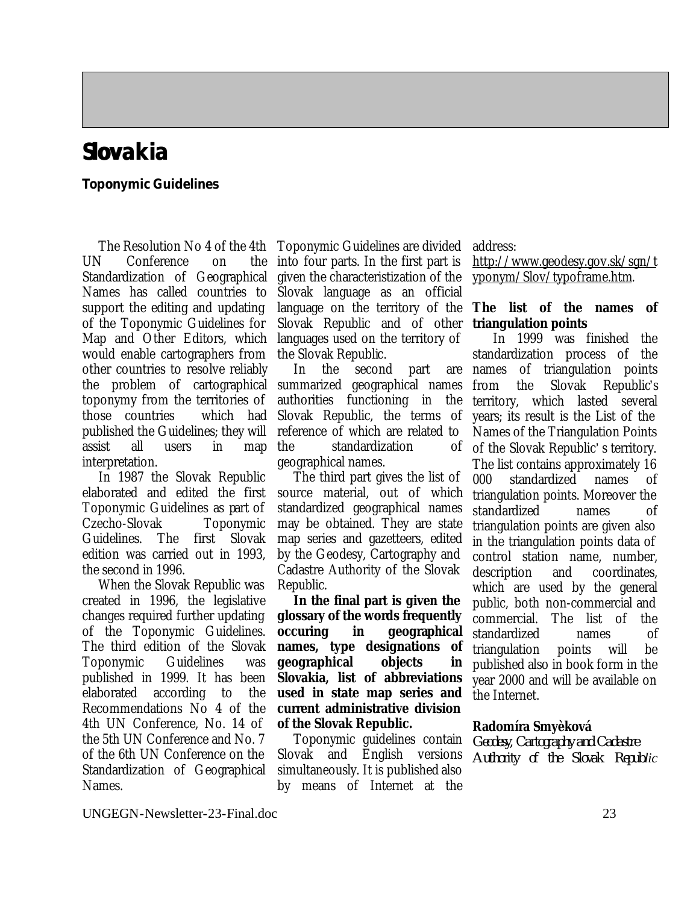# Slovakia

## Toponymic Guidelines

The Resolution No 4 of the 4th UN Conference on the Standardization of Geographical Names has called countries to support the editing and updating of the Toponymic Guidelines for Map and Other Editors, which would enable cartographers from other countries to resolve reliably the problem of cartographical toponymy from the territories of those countries which had published the Guidelines; they will assist all users in map interpretation.

In 1987 the Slovak Republic elaborated and edited the first Toponymic Guidelines as part of Czecho-Slovak Toponymic Guidelines. The first Slovak edition was carried out in 1993, the second in 1996.

When the Slovak Republic was created in 1996, the legislative changes required further updating of the Toponymic Guidelines. The third edition of the Slovak Toponymic Guidelines was published in 1999. It has been elaborated according to the Recommendations No 4 of the 4th UN Conference, No. 14 of the 5th UN Conference and No. 7 of the 6th UN Conference on the Standardization of Geographical Names.

Toponymic Guidelines are divided into four parts. In the first part is given the characteristization of the Slovak language as an official language on the territory of the Slovak Republic and of other languages used on the territory of the Slovak Republic.

In the second part are summarized geographical names authorities functioning in the Slovak Republic, the terms of reference of which are related to the standardization of geographical names.

The third part gives the list of source material, out of which standardized geographical names may be obtained. They are state map series and gazetteers, edited by the Geodesy, Cartography and Cadastre Authority of the Slovak Republic.

**In the final part is given the glossary of the words frequently occuring in geographical names, type designations of geographical objects in Slovakia, list of abbreviations used in state map series and current administrative division of the Slovak Republic.**

Toponymic guidelines contain Slovak and English versions simultaneously. It is published also by means of Internet at the address: http://www.geodesy.gov.sk/sgn/typonym/Slov/typoframe.htm.

### The list of the names of triangulation points

In 1999 was finished the standardization process of the names of triangulation points from the Slovak Republic's territory, which lasted several years; its result is the List of the Names of the Triangulation Points of the Slovak Republic' s territory. The list contains approximately 16 000 standardized names of triangulation points. Moreover the standardized names of triangulation points are given also in the triangulation points data of control station name, number, description and coordinates, which are used by the general public, both non-commercial and commercial. The list of the standardized names of triangulation points will be published also in book form in the year 2000 and will be available on the Internet.

**Radomíra Smyèková**
*Geodesy, Cartography and Cadastre Authority of the Slovak Republic*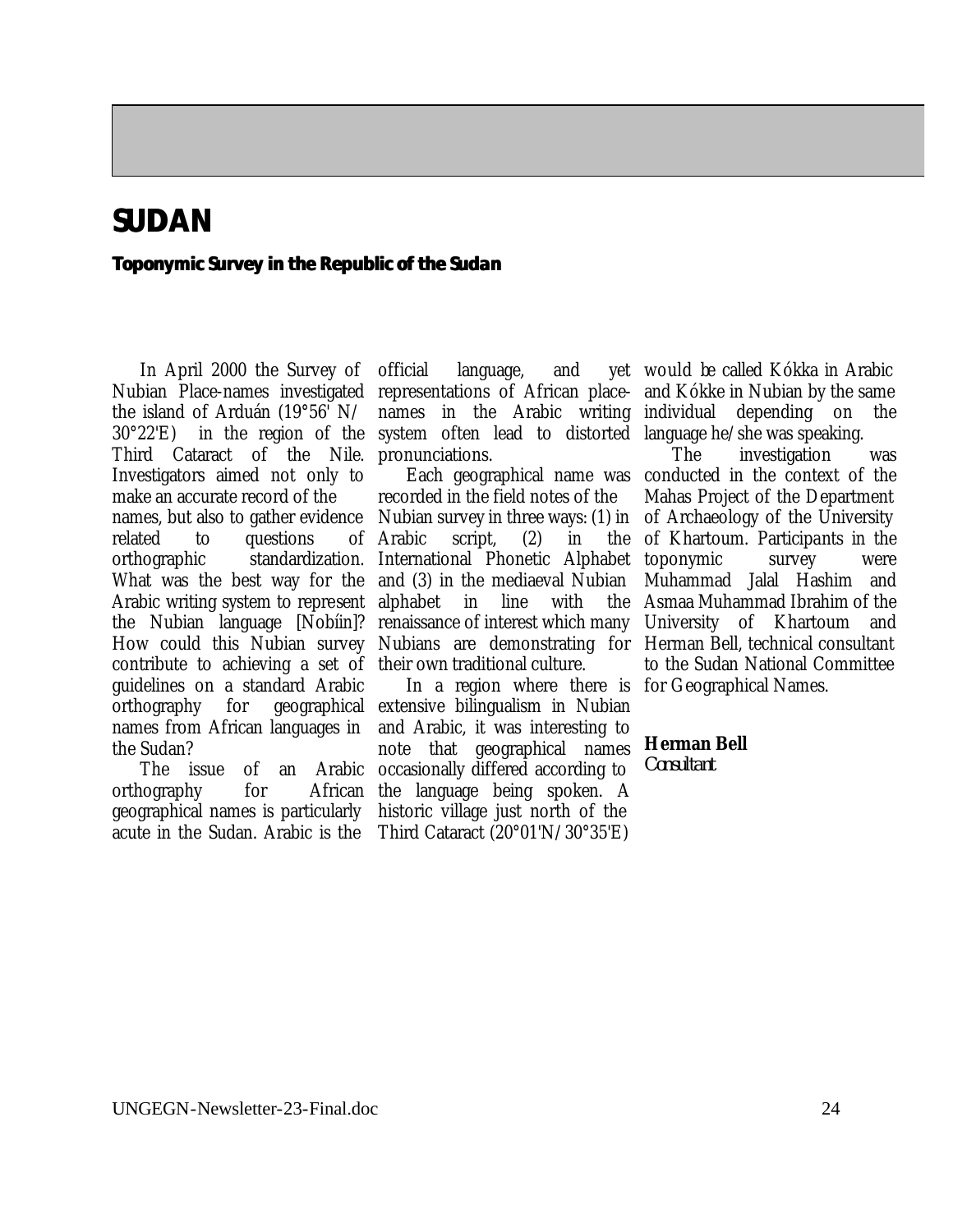# SUDAN

## Toponymic Survey in the Republic of the Sudan

In April 2000 the Survey of Nubian Place-names investigated the island of Arduán (19°56' N/ 30°22'E) in the region of the Third Cataract of the Nile. Investigators aimed not only to make an accurate record of the names, but also to gather evidence related to questions of orthographic standardization. What was the best way for the Arabic writing system to represent the Nubian language [Nobíin]? How could this Nubian survey contribute to achieving a set of guidelines on a standard Arabic orthography for geographical names from African languages in the Sudan?

The issue of an Arabic orthography for African geographical names is particularly acute in the Sudan. Arabic is the official language, and yet representations of African place-names in the Arabic writing system often lead to distorted pronunciations.

Each geographical name was recorded in the field notes of the Nubian survey in three ways: (1) in Arabic script, (2) in the International Phonetic Alphabet and (3) in the mediaeval Nubian alphabet in line with the renaissance of interest which many Nubians are demonstrating for their own traditional culture.

In a region where there is extensive bilingualism in Nubian and Arabic, it was interesting to note that geographical names occasionally differed according to the language being spoken. A historic village just north of the Third Cataract (20°01'N/30°35'E) would be called Kókka in Arabic and Kókke in Nubian by the same individual depending on the language he/she was speaking.

The investigation was conducted in the context of the Mahas Project of the Department of Archaeology of the University of Khartoum. Participants in the toponymic survey were Muhammad Jalal Hashim and Asmaa Muhammad Ibrahim of the University of Khartoum and Herman Bell, technical consultant to the Sudan National Committee for Geographical Names.

**Herman Bell**
*Consultant*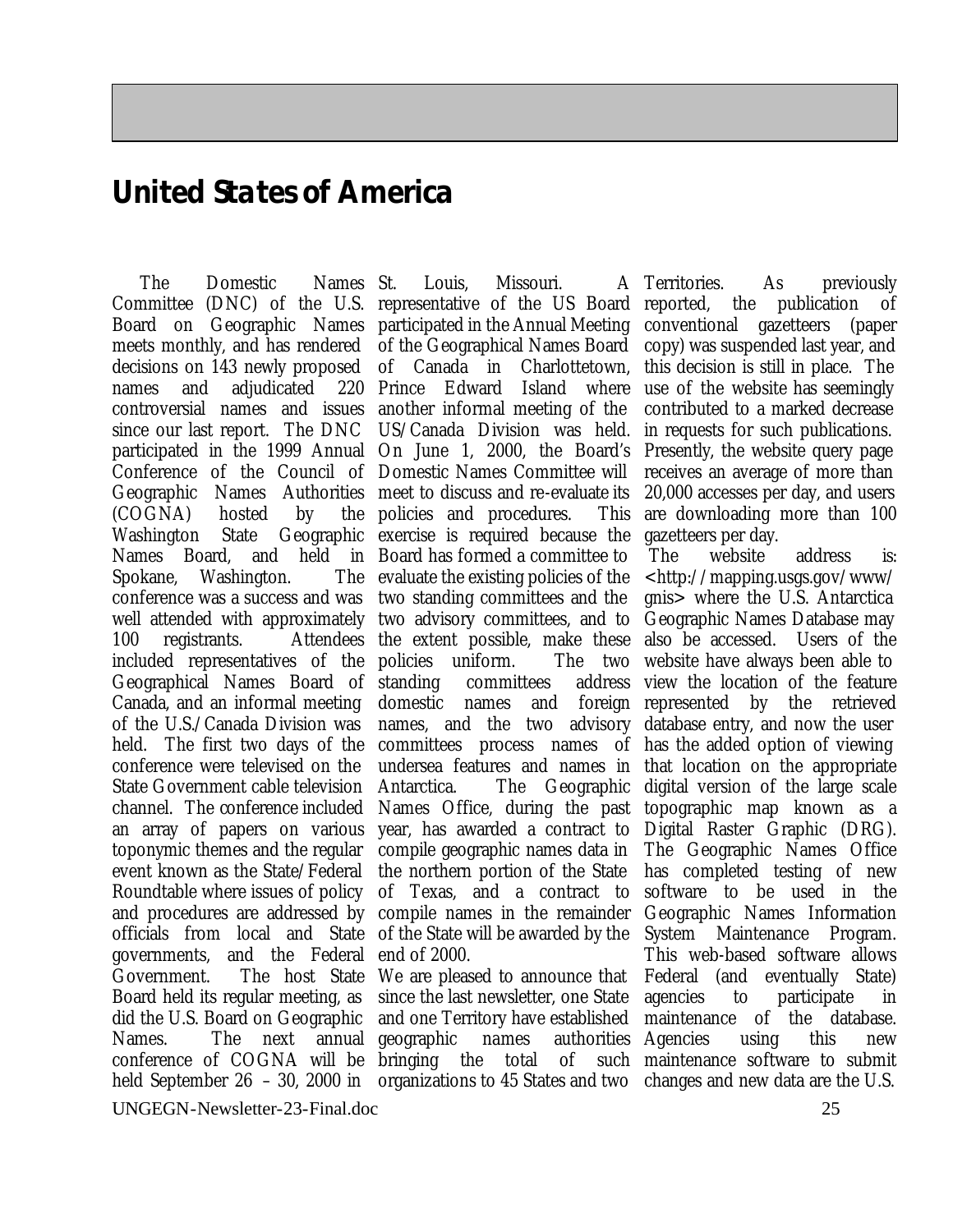## United States of America

The Domestic Names Committee (DNC) of the U.S. Board on Geographic Names meets monthly, and has rendered decisions on 143 newly proposed names and adjudicated 220 controversial names and issues since our last report. The DNC participated in the 1999 Annual Conference of the Council of Geographic Names Authorities (COGNA) hosted by the Washington State Geographic Names Board, and held in Spokane, Washington. The conference was a success and was well attended with approximately 100 registrants. Attendees included representatives of the Geographical Names Board of Canada, and an informal meeting of the U.S./Canada Division was held. The first two days of the conference were televised on the State Government cable television channel. The conference included an array of papers on various toponymic themes and the regular event known as the State/Federal Roundtable where issues of policy and procedures are addressed by officials from local and State governments, and the Federal Government. The host State Board held its regular meeting, as did the U.S. Board on Geographic Names. The next annual conference of COGNA will be held September 26 – 30, 2000 in St. Louis, Missouri. A representative of the US Board participated in the Annual Meeting of the Geographical Names Board of Canada in Charlottetown, Prince Edward Island where another informal meeting of the US/Canada Division was held. On June 1, 2000, the Board's Domestic Names Committee will meet to discuss and re-evaluate its policies and procedures. This exercise is required because the Board has formed a committee to evaluate the existing policies of the two standing committees and the two advisory committees, and to the extent possible, make these policies uniform. The two standing committees address domestic names and foreign names, and the two advisory committees process names of undersea features and names in Antarctica. The Geographic Names Office, during the past year, has awarded a contract to compile geographic names data in the northern portion of the State of Texas, and a contract to compile names in the remainder of the State will be awarded by the end of 2000.

We are pleased to announce that since the last newsletter, one State and one Territory have established geographic names authorities bringing the total of such organizations to 45 States and two Territories. As previously reported, the publication of conventional gazetteers (paper copy) was suspended last year, and this decision is still in place. The use of the website has seemingly contributed to a marked decrease in requests for such publications. Presently, the website query page receives an average of more than 20,000 accesses per day, and users are downloading more than 100 gazetteers per day.

The website address is: <http://mapping.usgs.gov/www/gnis> where the U.S. Antarctica Geographic Names Database may also be accessed. Users of the website have always been able to view the location of the feature represented by the retrieved database entry, and now the user has the added option of viewing that location on the appropriate digital version of the large scale topographic map known as a Digital Raster Graphic (DRG). The Geographic Names Office has completed testing of new software to be used in the Geographic Names Information System Maintenance Program. This web-based software allows Federal (and eventually State) agencies to participate in maintenance of the database. Agencies using this new maintenance software to submit changes and new data are the U.S.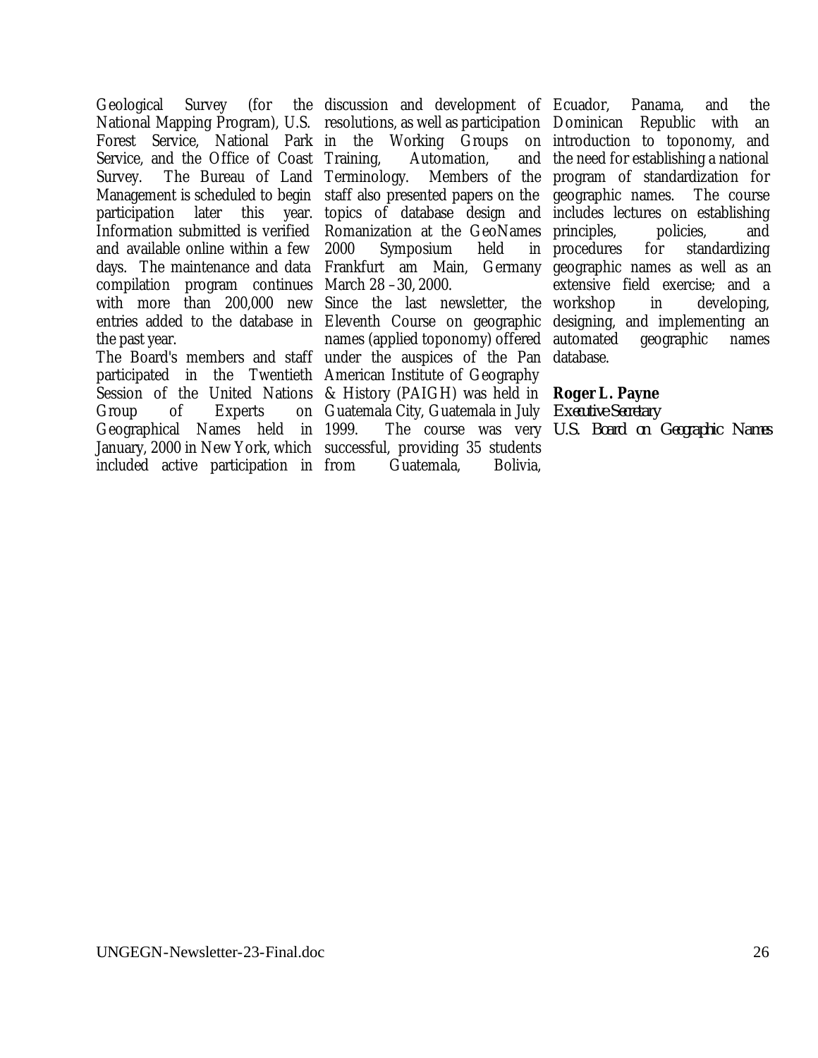Geological Survey (for the National Mapping Program), U.S. Forest Service, National Park Service, and the Office of Coast Survey. The Bureau of Land Management is scheduled to begin participation later this year. Information submitted is verified and available online within a few days. The maintenance and data compilation program continues with more than 200,000 new entries added to the database in the past year.

The Board's members and staff participated in the Twentieth Session of the United Nations Group of Experts on Geographical Names held in January, 2000 in New York, which included active participation in discussion and development of resolutions, as well as participation in the Working Groups on Training, Automation, and Terminology. Members of the staff also presented papers on the topics of database design and Romanization at the GeoNames 2000 Symposium held in Frankfurt am Main, Germany March 28 – 30, 2000.

Since the last newsletter, the Eleventh Course on geographic names (applied toponomy) offered under the auspices of the Pan American Institute of Geography & History (PAIGH) was held in Guatemala City, Guatemala in July 1999. The course was very successful, providing 35 students from Guatemala, Bolivia, Ecuador, Panama, and the Dominican Republic with an introduction to toponomy, and the need for establishing a national program of standardization for geographic names. The course includes lectures on establishing principles, policies, and procedures for standardizing geographic names as well as an extensive field exercise; and a workshop in developing, designing, and implementing an automated geographic names database.

**Roger L. Payne**
*Executive Secretary*
*U.S. Board on Geographic Names*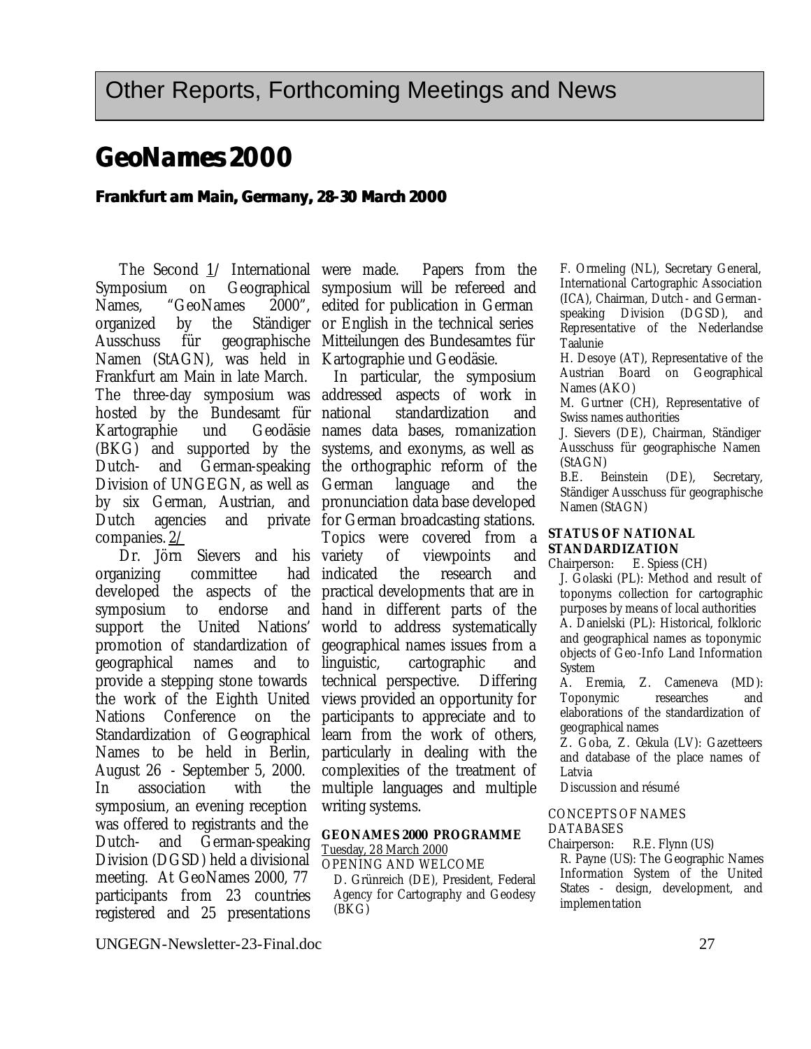# Other Reports, Forthcoming Meetings and News

## GeoNames 2000

### Frankfurt am Main, Germany, 28-30 March 2000

The Second 1/ International Symposium on Geographical Names, "GeoNames 2000", organized by the Ständiger Ausschuss für geographische Namen (StAGN), was held in Frankfurt am Main in late March. The three-day symposium was hosted by the Bundesamt für Kartographie und Geodäsie (BKG) and supported by the Dutch- and German-speaking Division of UNGEGN, as well as by six German, Austrian, and Dutch agencies and private companies. 2/

Dr. Jörn Sievers and his organizing committee had developed the aspects of the symposium to endorse and support the United Nations' promotion of standardization of geographical names and to provide a stepping stone towards the work of the Eighth United Nations Conference on the Standardization of Geographical Names to be held in Berlin, August 26 - September 5, 2000. In association with the symposium, an evening reception was offered to registrants and the Dutch- and German-speaking Division (DGSD) held a divisional meeting. At GeoNames 2000, 77 participants from 23 countries registered and 25 presentations were made. Papers from the symposium will be refereed and edited for publication in German or English in the technical series Mitteilungen des Bundesamtes für Kartographie und Geodäsie.

In particular, the symposium addressed aspects of work in national standardization and names data bases, romanization systems, and exonyms, as well as the orthographic reform of the German language and the pronunciation data base developed for German broadcasting stations. Topics were covered from a variety of viewpoints and indicated the research and practical developments that are in hand in different parts of the world to address systematically geographical names issues from a linguistic, cartographic and technical perspective. Differing views provided an opportunity for participants to appreciate and to learn from the work of others, particularly in dealing with the complexities of the treatment of multiple languages and multiple writing systems.

**GEONAMES 2000 PROGRAMME**

Tuesday, 28 March 2000

OPENING AND WELCOME

D. Grünreich (DE), President, Federal Agency for Cartography and Geodesy (BKG)

F. Ormeling (NL), Secretary General, International Cartographic Association (ICA), Chairman, Dutch- and German-speaking Division (DGSD), and Representative of the Nederlandse Taalunie

H. Desoye (AT), Representative of the Austrian Board on Geographical Names (AKO)

M. Gurtner (CH), Representative of Swiss names authorities

J. Sievers (DE), Chairman, Ständiger Ausschuss für geographische Namen (StAGN)

B.E. Beinstein (DE), Secretary, Ständiger Ausschuss für geographische Namen (StAGN)

**STATUS OF NATIONAL STANDARDIZATION**

Chairperson: E. Spiess (CH)

J. Golaski (PL): Method and result of toponyms collection for cartographic purposes by means of local authorities

A. Danielski (PL): Historical, folkloric and geographical names as toponymic objects of Geo-Info Land Information System

A. Eremia, Z. Cameneva (MD): Toponymic researches and elaborations of the standardization of geographical names

Z. Goba, Z. Cekula (LV): Gazetteers and database of the place names of Latvia

Discussion and résumé

CONCEPTS OF NAMES DATABASES

Chairperson: R.E. Flynn (US)

R. Payne (US): The Geographic Names Information System of the United States - design, development, and implementation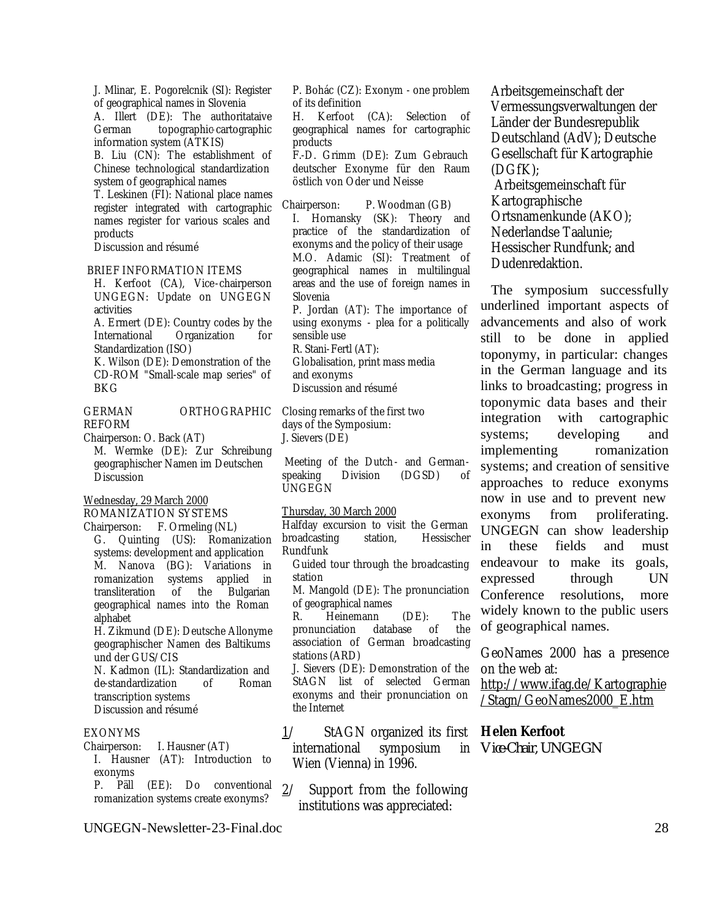J. Mlinar, E. Pogorelcnik (SI): Register of geographical names in Slovenia
A. Illert (DE): The authoritataive German topographic-cartographic information system (ATKIS)
B. Liu (CN): The establishment of Chinese technological standardization system of geographical names
T. Leskinen (FI): National place names register integrated with cartographic names register for various scales and products
Discussion and résumé

BRIEF INFORMATION ITEMS
H. Kerfoot (CA), Vice-chairperson UNGEGN: Update on UNGEGN activities
A. Ermert (DE): Country codes by the International Organization for Standardization (ISO)
K. Wilson (DE): Demonstration of the CD-ROM "Small-scale map series" of BKG

GERMAN ORTHOGRAPHIC REFORM
Chairperson: O. Back (AT)
M. Wermke (DE): Zur Schreibung geographischer Namen im Deutschen
Discussion

Wednesday, 29 March 2000
ROMANIZATION SYSTEMS
Chairperson: F. Ormeling (NL)
G. Quinting (US): Romanization systems: development and application
M. Nanova (BG): Variations in romanization systems applied in transliteration of the Bulgarian geographical names into the Roman alphabet
H. Zikmund (DE): Deutsche Allonyme geographischer Namen des Baltikums und der GUS/CIS
N. Kadmon (IL): Standardization and de-standardization of Roman transcription systems
Discussion and résumé

EXONYMS
Chairperson: I. Hausner (AT)
I. Hausner (AT): Introduction to exonyms
P. Päll (EE): Do conventional romanization systems create exonyms?
P. Bohác (CZ): Exonym - one problem of its definition
H. Kerfoot (CA): Selection of geographical names for cartographic products
F.-D. Grimm (DE): Zum Gebrauch deutscher Exonyme für den Raum östlich von Oder und Neisse

Chairperson: P. Woodman (GB)
I. Hornansky (SK): Theory and practice of the standardization of exonyms and the policy of their usage
M.O. Adamic (SI): Treatment of geographical names in multilingual areas and the use of foreign names in Slovenia
P. Jordan (AT): The importance of using exonyms - plea for a politically sensible use
R. Stani-Fertl (AT):
Globalisation, print mass media and exonyms
Discussion and résumé

Closing remarks of the first two days of the Symposium:
J. Sievers (DE)

Meeting of the Dutch- and German-speaking Division (DGSD) of UNGEGN

Thursday, 30 March 2000
Halfday excursion to visit the German broadcasting station, Hessischer Rundfunk
Guided tour through the broadcasting station
M. Mangold (DE): The pronunciation of geographical names
R. Heinemann (DE): The pronunciation database of the association of German broadcasting stations (ARD)
J. Sievers (DE): Demonstration of the StAGN list of selected German exonyms and their pronunciation on the Internet

1/ StAGN organized its first international symposium in Wien (Vienna) in 1996.

2/ Support from the following institutions was appreciated: Arbeitsgemeinschaft der Vermessungsverwaltungen der Länder der Bundesrepublik Deutschland (AdV); Deutsche Gesellschaft für Kartographie (DGfK); Arbeitsgemeinschaft für Kartographische Ortsnamenkunde (AKO); Nederlandse Taalunie; Hessischer Rundfunk; and Dudenredaktion.

The symposium successfully underlined important aspects of advancements and also of work still to be done in applied toponymy, in particular: changes in the German language and its links to broadcasting; progress in toponymic data bases and their integration with cartographic systems; developing and implementing romanization systems; and creation of sensitive approaches to reduce exonyms now in use and to prevent new exonyms from proliferating. UNGEGN can show leadership in these fields and must endeavour to make its goals, expressed through UN Conference resolutions, more widely known to the public users of geographical names.

GeoNames 2000 has a presence on the web at:
http://www.ifag.de/Kartographie/Stagn/GeoNames2000_E.htm

**Helen Kerfoot**
*Vice-Chair, UNGEGN*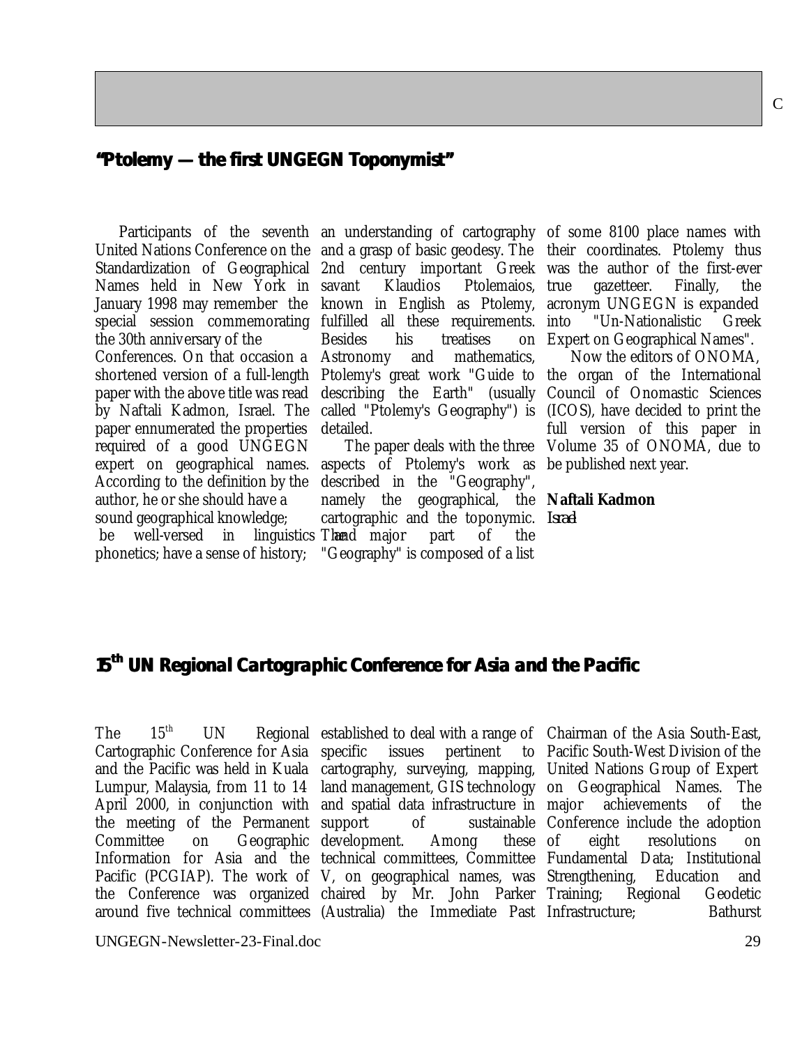## "Ptolemy — the first UNGEGN Toponymist"

Participants of the seventh United Nations Conference on the Standardization of Geographical Names held in New York in January 1998 may remember the special session commemorating the 30th anniversary of the Conferences. On that occasion a shortened version of a full-length paper with the above title was read by Naftali Kadmon, Israel. The paper ennumerated the properties required of a good UNGEGN expert on geographical names. According to the definition by the author, he or she should have a sound geographical knowledge; be well-versed in linguistics and phonetics; have a sense of history; an understanding of cartography and a grasp of basic geodesy. The 2nd century important Greek savant Klaudios Ptolemaios, known in English as Ptolemy, fulfilled all these requirements. Besides his treatises on Astronomy and mathematics, Ptolemy's great work "Guide to describing the Earth" (usually called "Ptolemy's Geography") is detailed.

The paper deals with the three aspects of Ptolemy's work as described in the "Geography", namely the geographical, the cartographic and the toponymic. The major part of the "Geography" is composed of a list of some 8100 place names with their coordinates. Ptolemy thus was the author of the first-ever true gazetteer. Finally, the acronym UNGEGN is expanded into "Un-Nationalistic Greek Expert on Geographical Names".

Now the editors of ONOMA, the organ of the International Council of Onomastic Sciences (ICOS), have decided to print the full version of this paper in Volume 35 of ONOMA, due to be published next year.

**Naftali Kadmon**
*Israel*

## 15th UN Regional Cartographic Conference for Asia and the Pacific

The 15th UN Regional Cartographic Conference for Asia and the Pacific was held in Kuala Lumpur, Malaysia, from 11 to 14 April 2000, in conjunction with the meeting of the Permanent Committee on Geographic Information for Asia and the Pacific (PCGIAP). The work of the Conference was organized around five technical committees established to deal with a range of specific issues pertinent to cartography, surveying, mapping, land management, GIS technology and spatial data infrastructure in support of sustainable development. Among these technical committees, Committee V, on geographical names, was chaired by Mr. John Parker (Australia) the Immediate Past Chairman of the Asia South-East, Pacific South-West Division of the United Nations Group of Expert on Geographical Names. The major achievements of the Conference include the adoption of eight resolutions on Fundamental Data; Institutional Strengthening, Education and Training; Regional Geodetic Infrastructure; Bathurst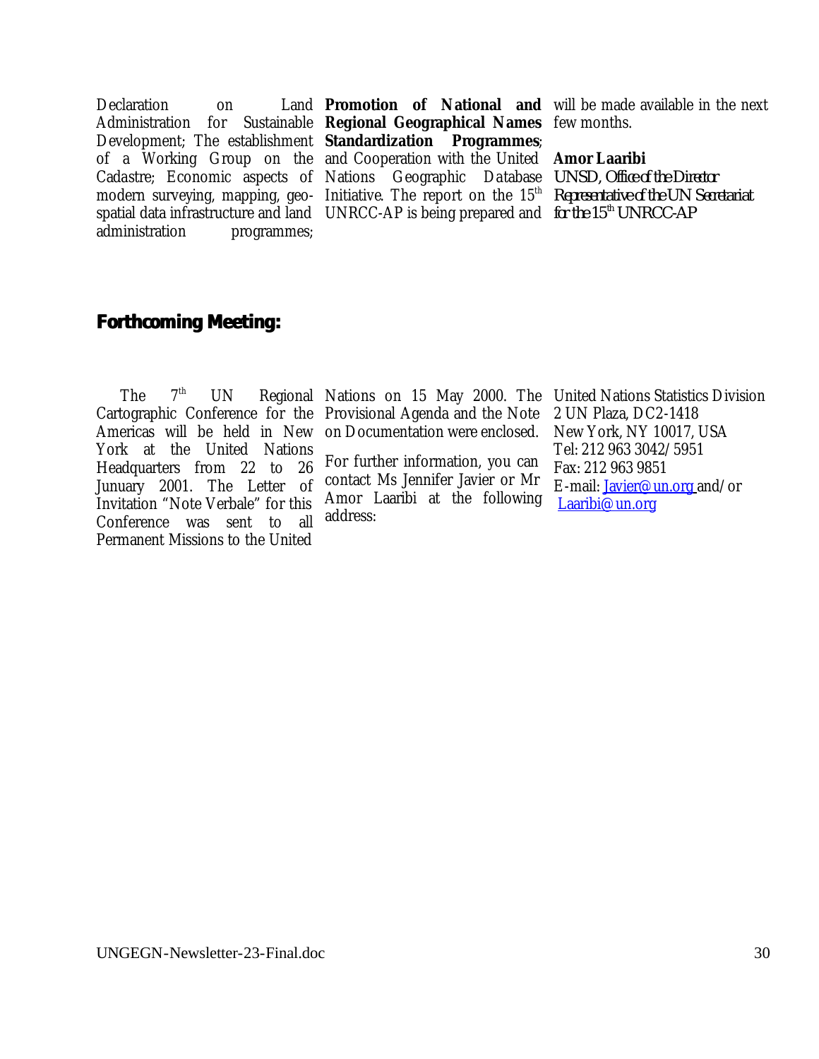Declaration on Land Administration for Sustainable Development; The establishment of a Working Group on the Cadastre; Economic aspects of modern surveying, mapping, geo-spatial data infrastructure and land administration programmes; **Promotion of National and Regional Geographical Names Standardization Programmes**; and Cooperation with the United Nations Geographic Database Initiative. The report on the 15th UNRCC-AP is being prepared and will be made available in the next few months.

**Amor Laaribi**
*UNSD, Office of the Director*
*Representative of the UN Secretariat for the 15th UNRCC-AP*

## Forthcoming Meeting:

The 7th UN Regional Cartographic Conference for the Americas will be held in New York at the United Nations Headquarters from 22 to 26 January 2001. The Letter of Invitation "Note Verbale" for this Conference was sent to all Permanent Missions to the United Nations on 15 May 2000. The Provisional Agenda and the Note on Documentation were enclosed.

For further information, you can contact Ms Jennifer Javier or Mr Amor Laaribi at the following address:

United Nations Statistics Division
2 UN Plaza, DC2-1418
New York, NY 10017, USA
Tel: 212 963 3042/5951
Fax: 212 963 9851
E-mail: Javier@un.org and/or Laaribi@un.org